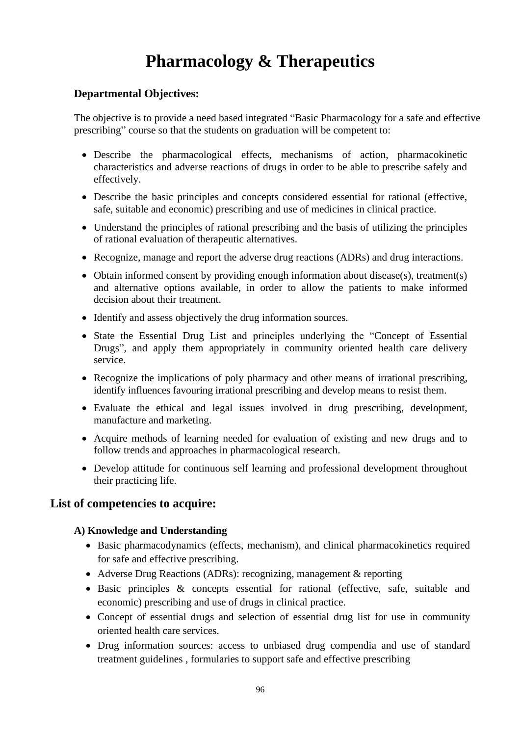# Pharmacology & Therapeutics

### Departmental Objectives:

The objective is to provide a need based integrated "Basic Pharmacology for a safe and effective prescribing" course so that the students on graduation will be competent to:

- Describe the pharmacological effects, mechanisms of action, pharmacokinetic characteristics and adverse reactions of drugs in order to be able to prescribe safely and effectively.
- Describe the basic principles and concepts considered essential for rational (effective, safe, suitable and economic) prescribing and use of medicines in clinical practice.
- Understand the principles of rational prescribing and the basis of utilizing the principles of rational evaluation of therapeutic alternatives.
- Recognize, manage and report the adverse drug reactions (ADRs) and drug interactions.
- Obtain informed consent by providing enough information about disease(s), treatment(s) and alternative options available, in order to allow the patients to make informed decision about their treatment.
- Identify and assess objectively the drug information sources.
- State the Essential Drug List and principles underlying the "Concept of Essential Drugs", and apply them appropriately in community oriented health care delivery service.
- Recognize the implications of poly pharmacy and other means of irrational prescribing, identify influences favouring irrational prescribing and develop means to resist them.
- Evaluate the ethical and legal issues involved in drug prescribing, development, manufacture and marketing.
- Acquire methods of learning needed for evaluation of existing and new drugs and to follow trends and approaches in pharmacological research.
- Develop attitude for continuous self learning and professional development throughout their practicing life.

## List of competencies to acquire:

#### A) Knowledge and Understanding

- Basic pharmacodynamics (effects, mechanism), and clinical pharmacokinetics required for safe and effective prescribing.
- Adverse Drug Reactions (ADRs): recognizing, management & reporting
- Basic principles & concepts essential for rational (effective, safe, suitable and economic) prescribing and use of drugs in clinical practice.
- Concept of essential drugs and selection of essential drug list for use in community oriented health care services.
- Drug information sources: access to unbiased drug compendia and use of standard treatment guidelines , formularies to support safe and effective prescribing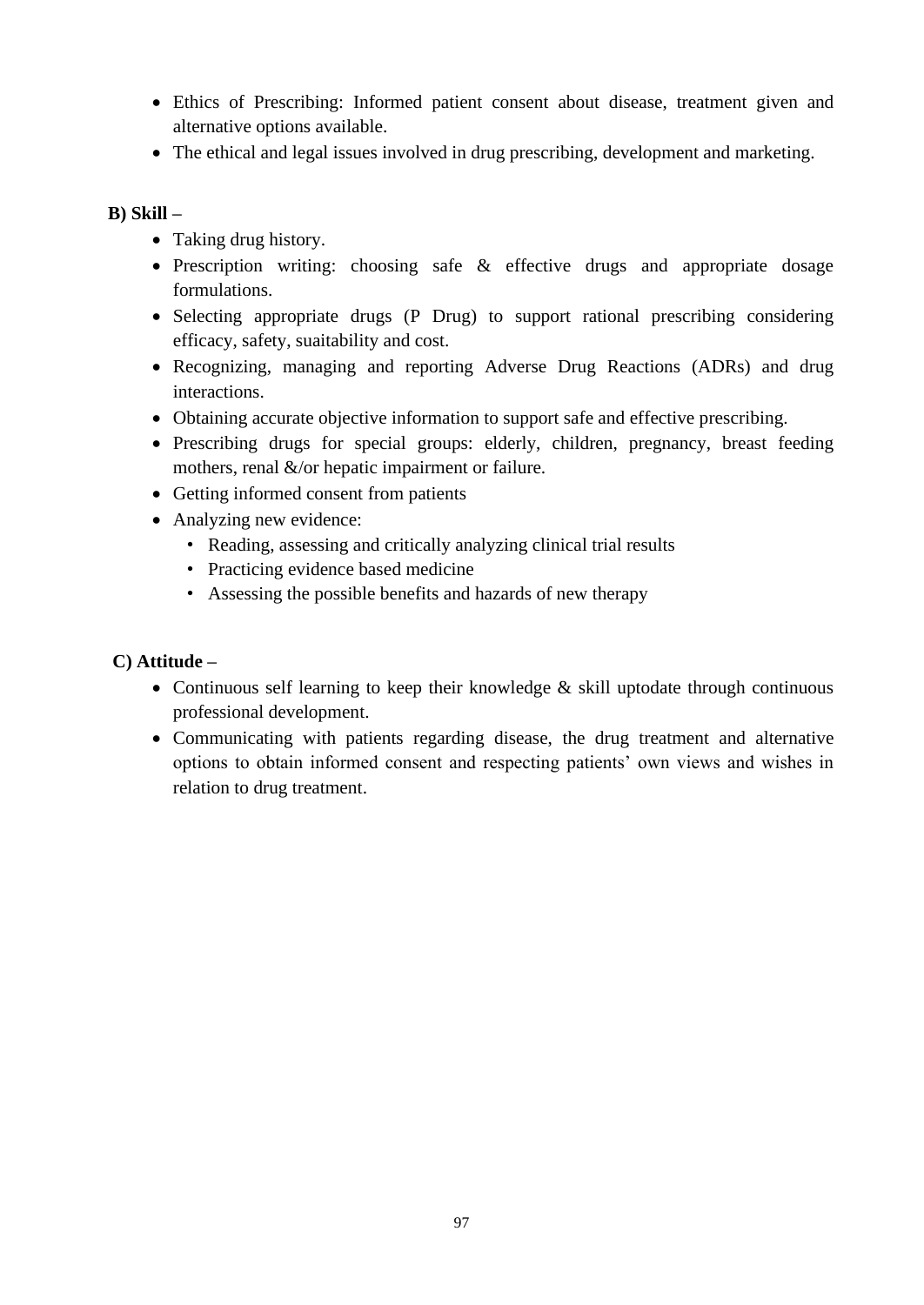- Ethics of Prescribing: Informed patient consent about disease, treatment given and alternative options available.
- The ethical and legal issues involved in drug prescribing, development and marketing.

**B) Skill –**

- Taking drug history.
- Prescription writing: choosing safe & effective drugs and appropriate dosage formulations.
- Selecting appropriate drugs (P Drug) to support rational prescribing considering efficacy, safety, suaitability and cost.
- Recognizing, managing and reporting Adverse Drug Reactions (ADRs) and drug interactions.
- Obtaining accurate objective information to support safe and effective prescribing.
- Prescribing drugs for special groups: elderly, children, pregnancy, breast feeding mothers, renal &/or hepatic impairment or failure.
- Getting informed consent from patients
- Analyzing new evidence:
    - Reading, assessing and critically analyzing clinical trial results
    - Practicing evidence based medicine
    - Assessing the possible benefits and hazards of new therapy

**C) Attitude –**

- Continuous self learning to keep their knowledge & skill uptodate through continuous professional development.
- Communicating with patients regarding disease, the drug treatment and alternative options to obtain informed consent and respecting patients' own views and wishes in relation to drug treatment.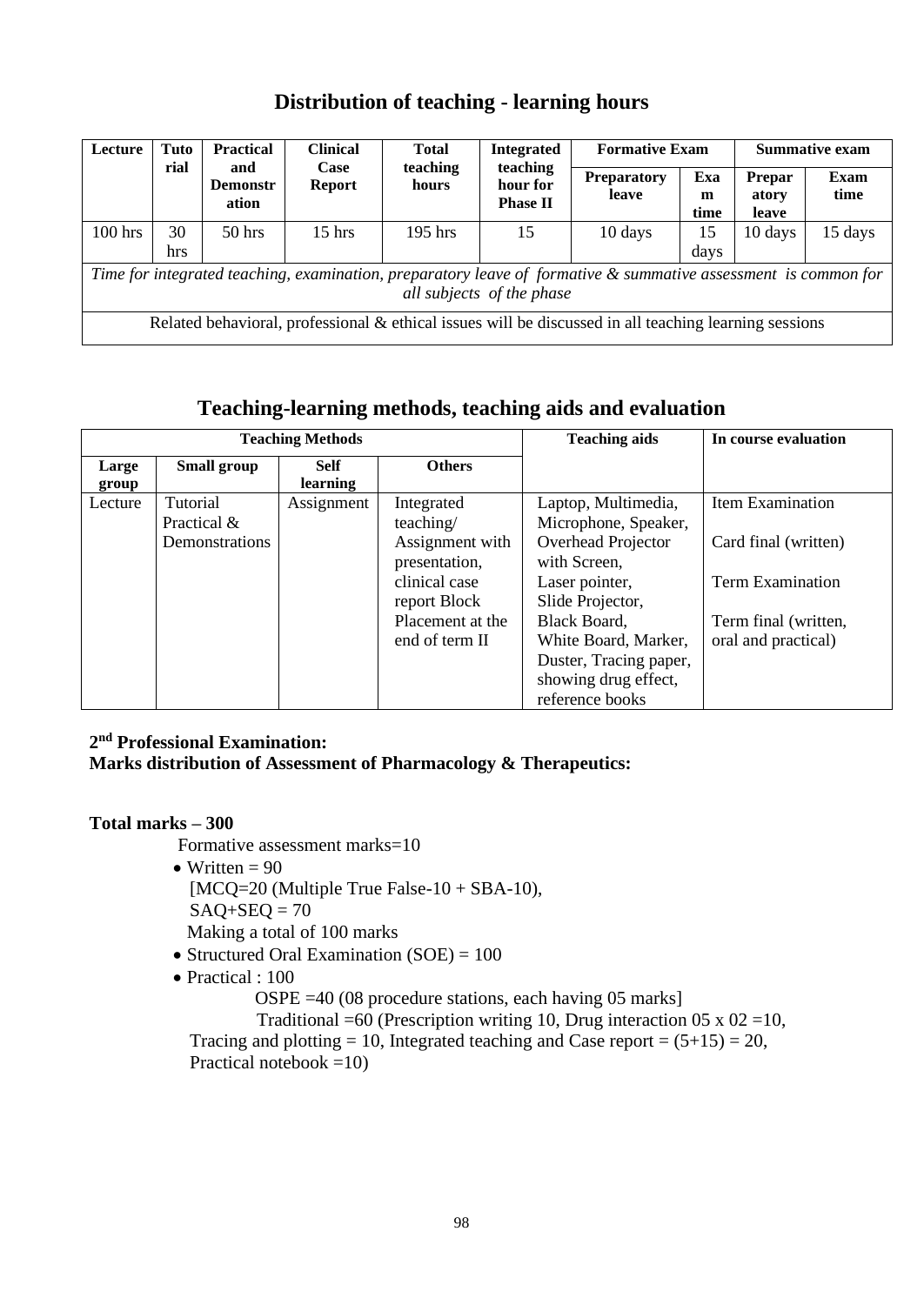## Distribution of teaching - learning hours

| Lecture | Tutorial | Practical and Demonstration | Clinical Case Report | Total teaching hours | Integrated teaching hour for Phase II | Formative Exam | | Summative exam | |
|---|---|---|---|---|---|---|---|---|---|
| | | | | | | Preparatory leave | Exam time | Preparatory leave | Exam time |
| 100 hrs | 30 hrs | 50 hrs | 15 hrs | 195 hrs | 15 | 10 days | 15 days | 10 days | 15 days |
| *Time for integrated teaching, examination, preparatory leave of formative & summative assessment is common for all subjects of the phase* | | | | | | | | | |
| Related behavioral, professional & ethical issues will be discussed in all teaching learning sessions | | | | | | | | | |

## Teaching-learning methods, teaching aids and evaluation

| Teaching Methods | | | | Teaching aids | In course evaluation |
|---|---|---|---|---|---|
| Large group | Small group | Self learning | Others | | |
| Lecture | Tutorial<br>Practical & Demonstrations | Assignment | Integrated teaching/ Assignment with presentation, clinical case report Block Placement at the end of term II | Laptop, Multimedia, Microphone, Speaker, Overhead Projector with Screen, Laser pointer, Slide Projector, Black Board, White Board, Marker, Duster, Tracing paper, showing drug effect, reference books | Item Examination<br>Card final (written)<br>Term Examination<br>Term final (written, oral and practical) |

**2nd Professional Examination:**
**Marks distribution of Assessment of Pharmacology & Therapeutics:**

**Total marks – 300**

Formative assessment marks=10

- Written = 90
  [MCQ=20 (Multiple True False-10 + SBA-10),
  SAQ+SEQ = 70
  Making a total of 100 marks
- Structured Oral Examination (SOE) = 100
- Practical : 100
  OSPE =40 (08 procedure stations, each having 05 marks]
  Traditional =60 (Prescription writing 10, Drug interaction 05 x 02 =10,
  Tracing and plotting = 10, Integrated teaching and Case report = (5+15) = 20,
  Practical notebook =10)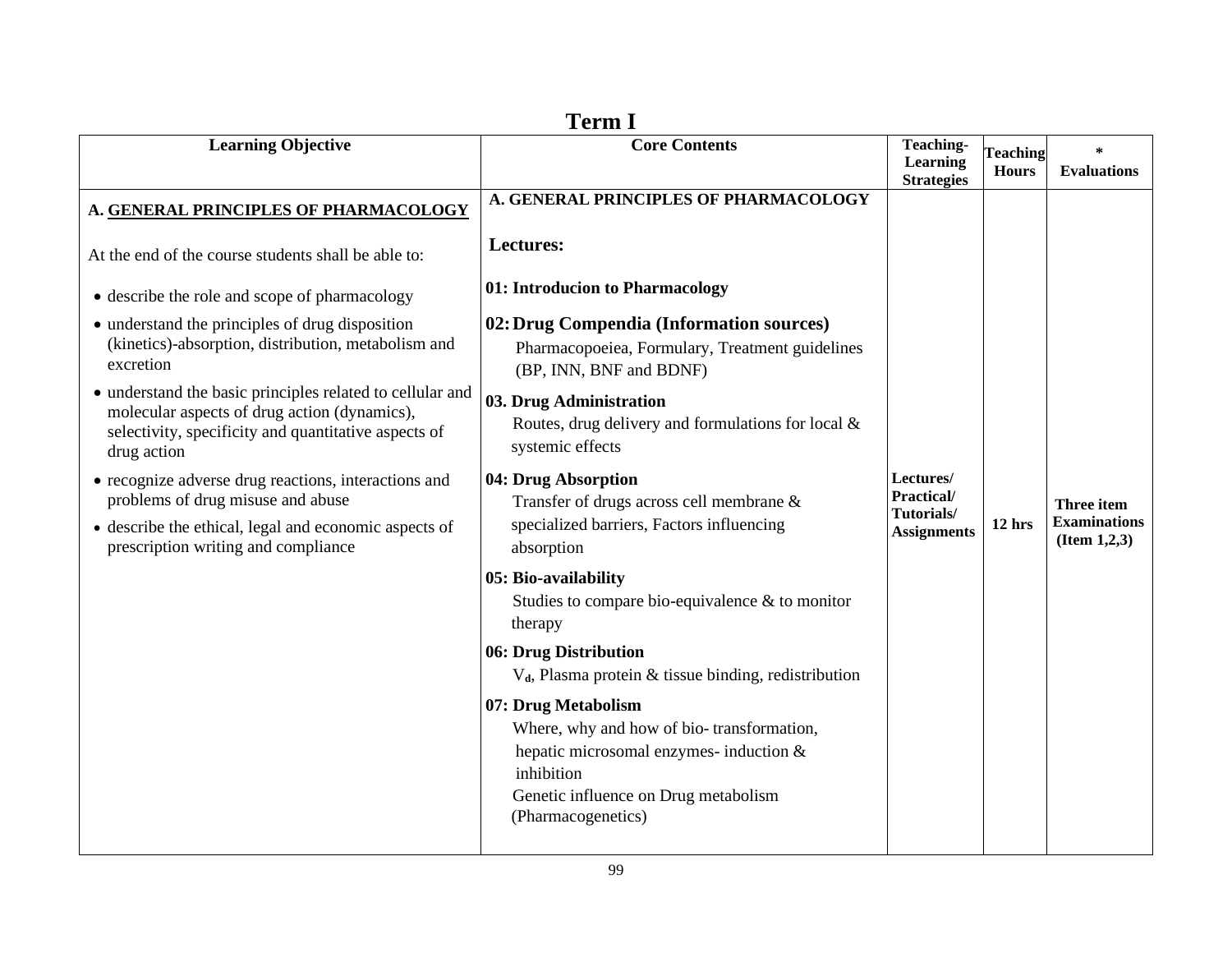# Term I

| Learning Objective | Core Contents | Teaching-Learning Strategies | Teaching Hours | * Evaluations |
|---|---|---|---|---|
| **A. <u>GENERAL PRINCIPLES OF PHARMACOLOGY</u>**<br><br>At the end of the course students shall be able to:<br><br>• describe the role and scope of pharmacology<br>• understand the principles of drug disposition (kinetics)-absorption, distribution, metabolism and excretion<br>• understand the basic principles related to cellular and molecular aspects of drug action (dynamics), selectivity, specificity and quantitative aspects of drug action<br>• recognize adverse drug reactions, interactions and problems of drug misuse and abuse<br>• describe the ethical, legal and economic aspects of prescription writing and compliance | **A. GENERAL PRINCIPLES OF PHARMACOLOGY**<br><br>**Lectures:**<br><br>**01: Introducion to Pharmacology**<br><br>**02: Drug Compendia (Information sources)**<br>Pharmacopoeiea, Formulary, Treatment guidelines (BP, INN, BNF and BDNF)<br><br>**03. Drug Administration**<br>Routes, drug delivery and formulations for local & systemic effects<br><br>**04: Drug Absorption**<br>Transfer of drugs across cell membrane & specialized barriers, Factors influencing absorption<br><br>**05: Bio-availability**<br>Studies to compare bio-equivalence & to monitor therapy<br><br>**06: Drug Distribution**<br>$V_d$, Plasma protein & tissue binding, redistribution<br><br>**07: Drug Metabolism**<br>Where, why and how of bio- transformation, hepatic microsomal enzymes- induction & inhibition<br>Genetic influence on Drug metabolism (Pharmacogenetics) | **Lectures/ Practical/ Tutorials/ Assignments** | **12 hrs** | **Three item Examinations (Item 1,2,3)** |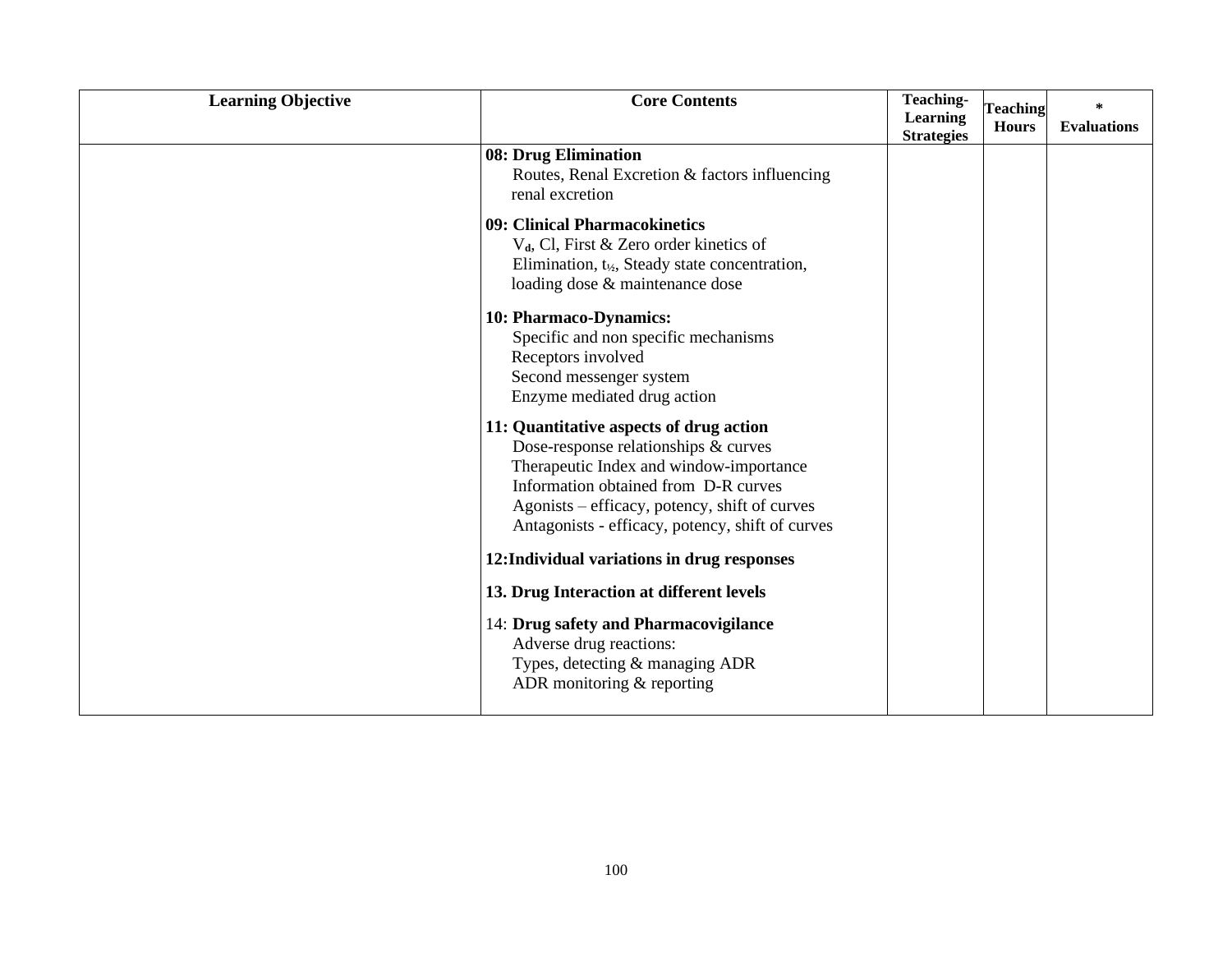| Learning Objective | Core Contents | Teaching-Learning Strategies | Teaching Hours | * Evaluations |
|---|---|---|---|---|
| | **08: Drug Elimination**<br>Routes, Renal Excretion & factors influencing renal excretion<br><br>**09: Clinical Pharmacokinetics**<br>$V_d$, Cl, First & Zero order kinetics of Elimination, $t_{½}$, Steady state concentration, loading dose & maintenance dose<br><br>**10: Pharmaco-Dynamics:**<br>Specific and non specific mechanisms<br>Receptors involved<br>Second messenger system<br>Enzyme mediated drug action<br><br>**11: Quantitative aspects of drug action**<br>Dose-response relationships & curves<br>Therapeutic Index and window-importance<br>Information obtained from D-R curves<br>Agonists – efficacy, potency, shift of curves<br>Antagonists - efficacy, potency, shift of curves<br><br>**12:Individual variations in drug responses**<br><br>**13. Drug Interaction at different levels**<br><br>14: **Drug safety and Pharmacovigilance**<br>Adverse drug reactions:<br>Types, detecting & managing ADR<br>ADR monitoring & reporting | | | |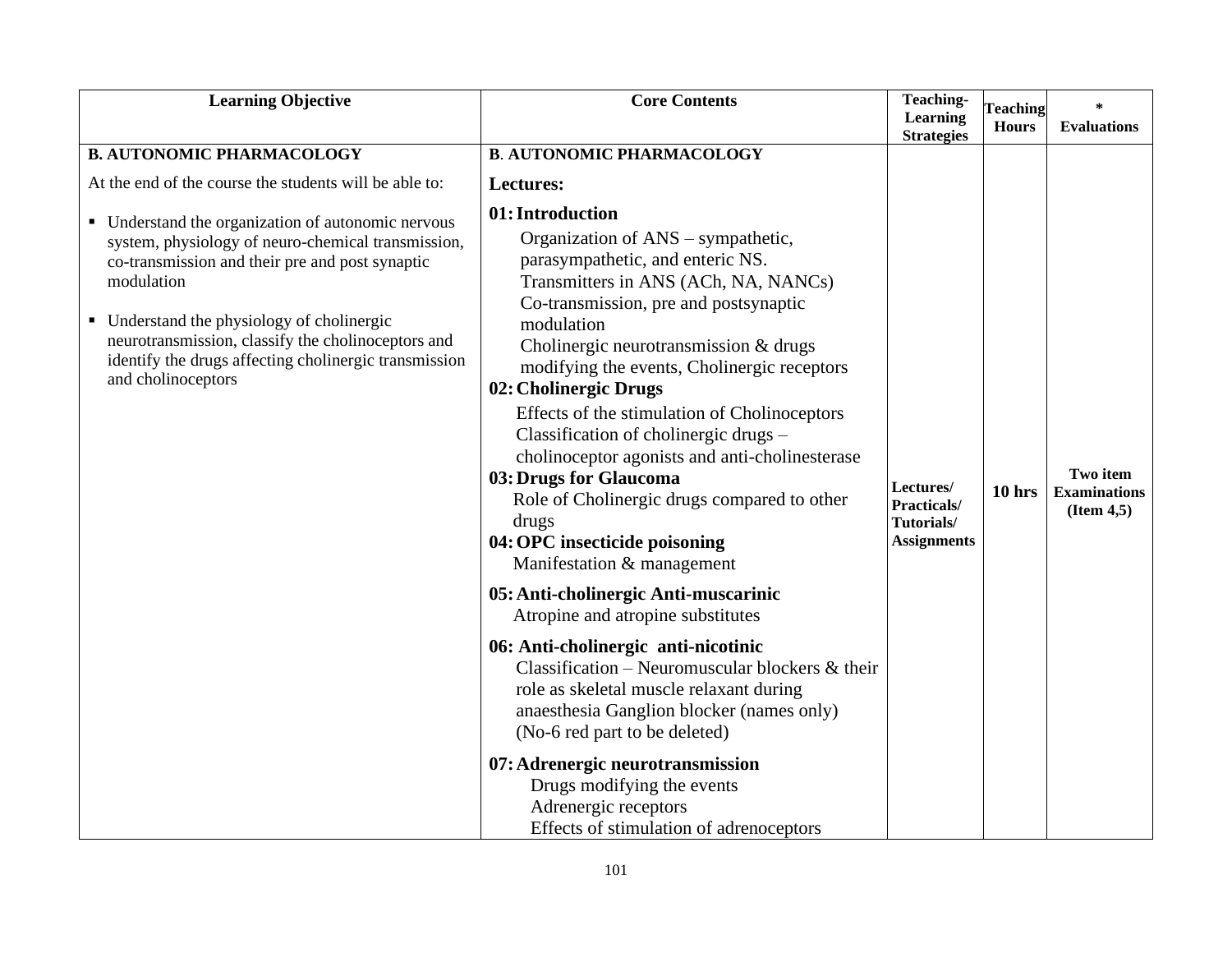| Learning Objective | Core Contents | Teaching-Learning Strategies | Teaching Hours | * Evaluations |
|---|---|---|---|---|
| **B. AUTONOMIC PHARMACOLOGY**<br><br>At the end of the course the students will be able to:<br><br>▪ Understand the organization of autonomic nervous system, physiology of neuro-chemical transmission, co-transmission and their pre and post synaptic modulation<br><br>▪ Understand the physiology of cholinergic neurotransmission, classify the cholinoceptors and identify the drugs affecting cholinergic transmission and cholinoceptors | **B. AUTONOMIC PHARMACOLOGY**<br><br>**Lectures:**<br><br>**01: Introduction**<br>Organization of ANS – sympathetic, parasympathetic, and enteric NS.<br>Transmitters in ANS (ACh, NA, NANCs)<br>Co-transmission, pre and postsynaptic modulation<br>Cholinergic neurotransmission & drugs modifying the events, Cholinergic receptors<br>**02: Cholinergic Drugs**<br>Effects of the stimulation of Cholinoceptors<br>Classification of cholinergic drugs – cholinoceptor agonists and anti-cholinesterase<br>**03: Drugs for Glaucoma**<br>Role of Cholinergic drugs compared to other drugs<br>**04: OPC insecticide poisoning**<br>Manifestation & management<br><br>**05: Anti-cholinergic Anti-muscarinic**<br>Atropine and atropine substitutes<br><br>**06: Anti-cholinergic anti-nicotinic**<br>Classification – Neuromuscular blockers & their role as skeletal muscle relaxant during anaesthesia Ganglion blocker (names only)<br>(No-6 red part to be deleted)<br><br>**07: Adrenergic neurotransmission**<br>Drugs modifying the events<br>Adrenergic receptors<br>Effects of stimulation of adrenoceptors | **Lectures/ Practicals/ Tutorials/ Assignments** | **10 hrs** | **Two item Examinations (Item 4,5)** |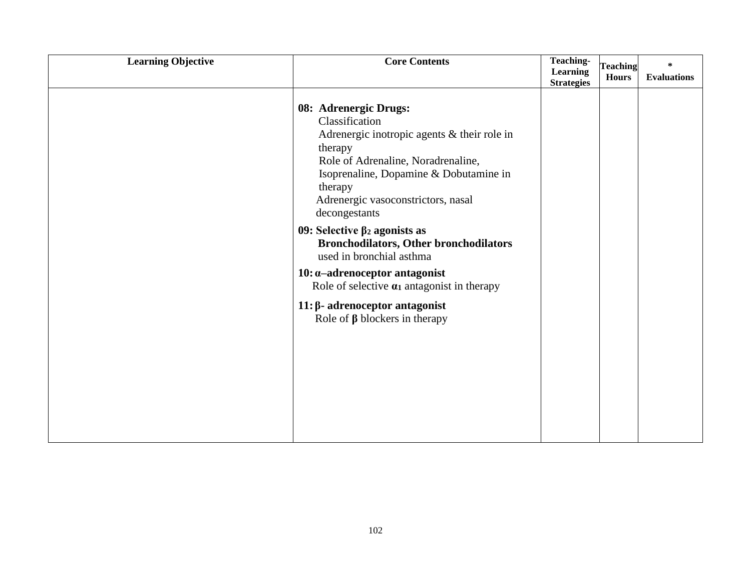| Learning Objective | Core Contents | Teaching-Learning Strategies | Teaching Hours | * Evaluations |
|---|---|---|---|---|
| | **08: Adrenergic Drugs:**<br>Classification<br>Adrenergic inotropic agents & their role in therapy<br>Role of Adrenaline, Noradrenaline, Isoprenaline, Dopamine & Dobutamine in therapy<br>Adrenergic vasoconstrictors, nasal decongestants<br><br>**09: Selective $\beta_2$ agonists as Bronchodilators, Other bronchodilators** used in bronchial asthma<br><br>**10: α–adrenoceptor antagonist**<br>Role of selective $\alpha_1$ antagonist in therapy<br><br>**11: β- adrenoceptor antagonist**<br>Role of **β** blockers in therapy | | | |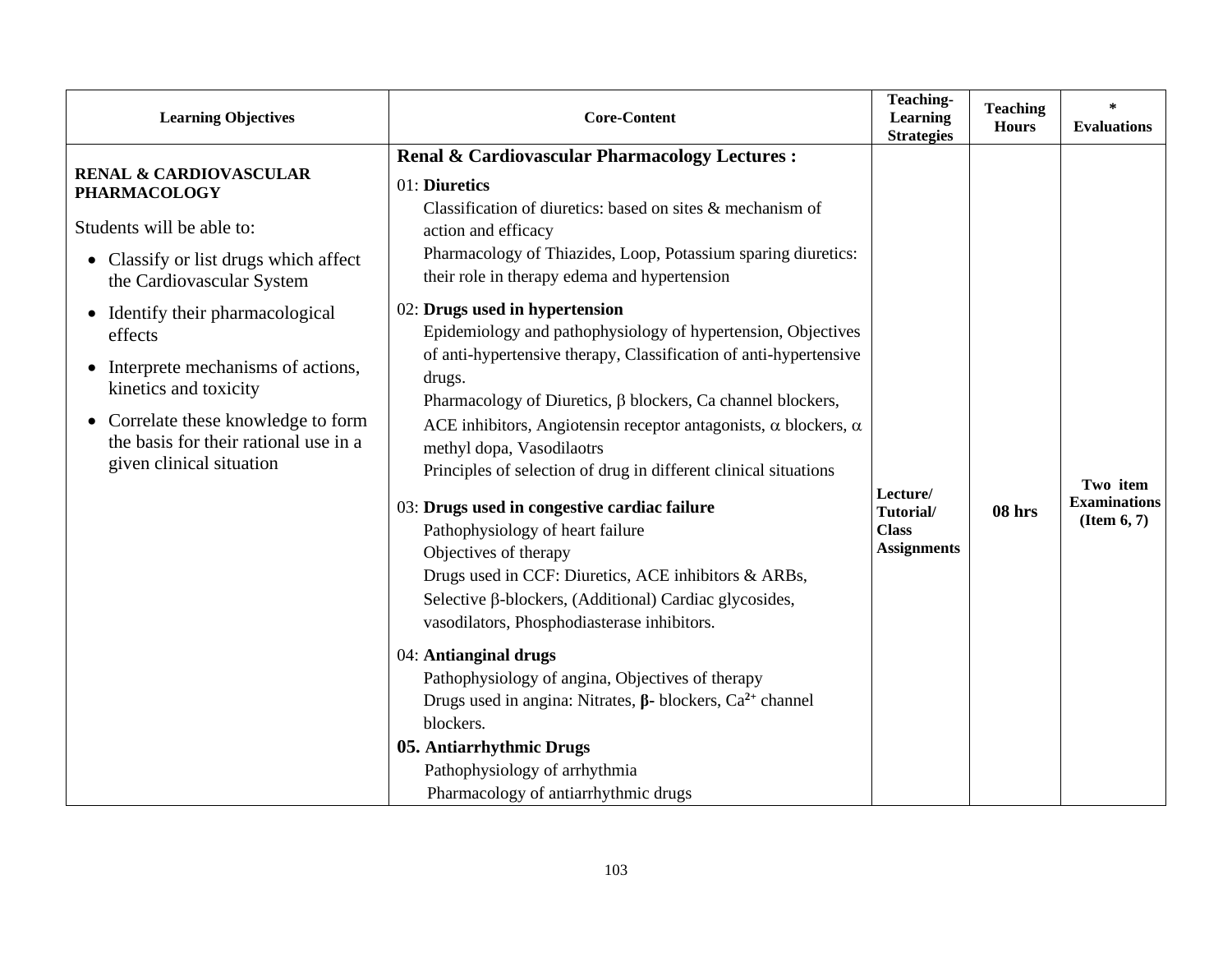| Learning Objectives | Core-Content | Teaching-Learning Strategies | Teaching Hours | * Evaluations |
|---|---|---|---|---|
| **RENAL & CARDIOVASCULAR PHARMACOLOGY**<br><br>Students will be able to:<br>• Classify or list drugs which affect the Cardiovascular System<br>• Identify their pharmacological effects<br>• Interprete mechanisms of actions, kinetics and toxicity<br>• Correlate these knowledge to form the basis for their rational use in a given clinical situation | **Renal & Cardiovascular Pharmacology Lectures :**<br><br>01: **Diuretics**<br>Classification of diuretics: based on sites & mechanism of action and efficacy<br>Pharmacology of Thiazides, Loop, Potassium sparing diuretics: their role in therapy edema and hypertension<br><br>02: **Drugs used in hypertension**<br>Epidemiology and pathophysiology of hypertension, Objectives of anti-hypertensive therapy, Classification of anti-hypertensive drugs.<br>Pharmacology of Diuretics, β blockers, Ca channel blockers, ACE inhibitors, Angiotensin receptor antagonists, α blockers, α methyl dopa, Vasodilaotrs<br>Principles of selection of drug in different clinical situations<br><br>03: **Drugs used in congestive cardiac failure**<br>Pathophysiology of heart failure<br>Objectives of therapy<br>Drugs used in CCF: Diuretics, ACE inhibitors & ARBs, Selective β-blockers, (Additional) Cardiac glycosides, vasodilators, Phosphodiasterase inhibitors.<br><br>04: **Antianginal drugs**<br>Pathophysiology of angina, Objectives of therapy<br>Drugs used in angina: Nitrates, **β-** blockers, $Ca^{2+}$ channel blockers.<br>**05. Antiarrhythmic Drugs**<br>Pathophysiology of arrhythmia<br>Pharmacology of antiarrhythmic drugs | **Lecture/ Tutorial/ Class Assignments** | **08 hrs** | **Two item Examinations (Item 6, 7)** |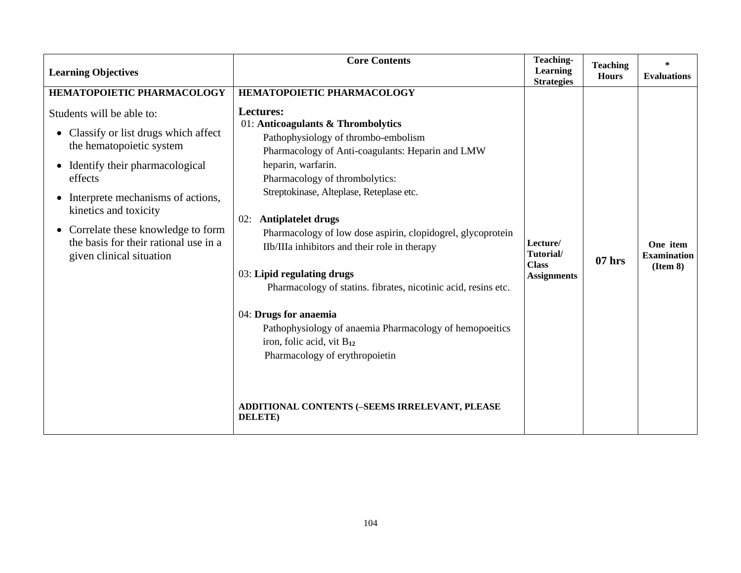| Learning Objectives | Core Contents | Teaching-Learning Strategies | Teaching Hours | * Evaluations |
|---|---|---|---|---|
| **HEMATOPOIETIC PHARMACOLOGY**<br><br>Students will be able to:<br>• Classify or list drugs which affect the hematopoietic system<br>• Identify their pharmacological effects<br>• Interprete mechanisms of actions, kinetics and toxicity<br>• Correlate these knowledge to form the basis for their rational use in a given clinical situation | **HEMATOPOIETIC PHARMACOLOGY**<br><br>**Lectures:**<br>01: **Anticoagulants & Thrombolytics**<br>Pathophysiology of thrombo-embolism<br>Pharmacology of Anti-coagulants: Heparin and LMW heparin, warfarin.<br>Pharmacology of thrombolytics:<br>Streptokinase, Alteplase, Reteplase etc.<br><br>02: **Antiplatelet drugs**<br>Pharmacology of low dose aspirin, clopidogrel, glycoprotein IIb/IIIa inhibitors and their role in therapy<br><br>03: **Lipid regulating drugs**<br>Pharmacology of statins. fibrates, nicotinic acid, resins etc.<br><br>04: **Drugs for anaemia**<br>Pathophysiology of anaemia Pharmacology of hemopoeitics iron, folic acid, vit $B_{12}$<br>Pharmacology of erythropoietin<br><br>**ADDITIONAL CONTENTS (–SEEMS IRRELEVANT, PLEASE DELETE)** | **Lecture/ Tutorial/ Class Assignments** | **07 hrs** | **One item Examination (Item 8)** |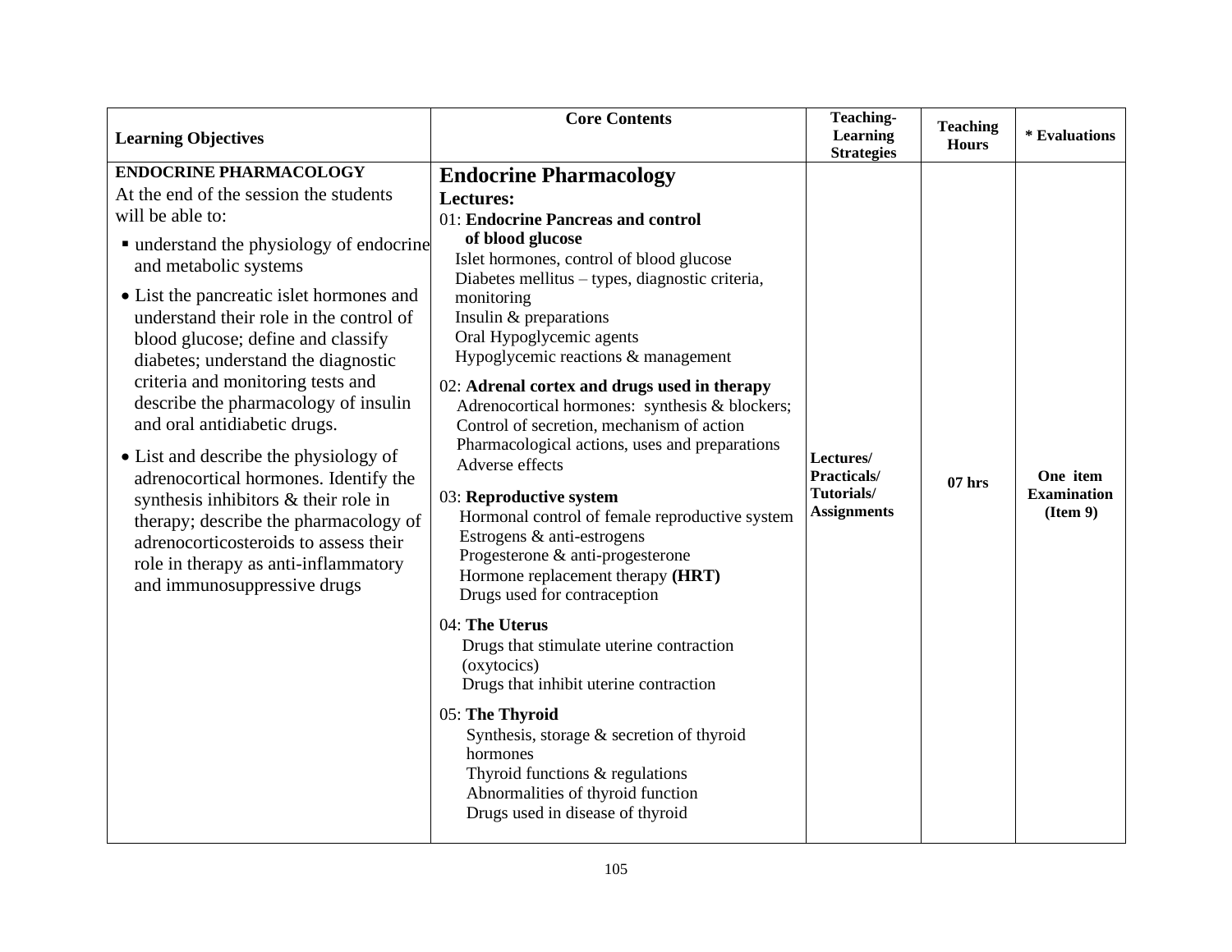| Learning Objectives | Core Contents | Teaching-Learning Strategies | Teaching Hours | * Evaluations |
|---|---|---|---|---|
| **ENDOCRINE PHARMACOLOGY**<br>At the end of the session the students will be able to:<br>▪ understand the physiology of endocrine and metabolic systems<br>• List the pancreatic islet hormones and understand their role in the control of blood glucose; define and classify diabetes; understand the diagnostic criteria and monitoring tests and describe the pharmacology of insulin and oral antidiabetic drugs.<br>• List and describe the physiology of adrenocortical hormones. Identify the synthesis inhibitors & their role in therapy; describe the pharmacology of adrenocorticosteroids to assess their role in therapy as anti-inflammatory and immunosuppressive drugs | **Endocrine Pharmacology**<br>**Lectures:**<br>01: **Endocrine Pancreas and control of blood glucose**<br>Islet hormones, control of blood glucose<br>Diabetes mellitus – types, diagnostic criteria, monitoring<br>Insulin & preparations<br>Oral Hypoglycemic agents<br>Hypoglycemic reactions & management<br>02: **Adrenal cortex and drugs used in therapy**<br>Adrenocortical hormones: synthesis & blockers;<br>Control of secretion, mechanism of action<br>Pharmacological actions, uses and preparations<br>Adverse effects<br>03: **Reproductive system**<br>Hormonal control of female reproductive system<br>Estrogens & anti-estrogens<br>Progesterone & anti-progesterone<br>Hormone replacement therapy **(HRT)**<br>Drugs used for contraception<br>04: **The Uterus**<br>Drugs that stimulate uterine contraction (oxytocics)<br>Drugs that inhibit uterine contraction<br>05: **The Thyroid**<br>Synthesis, storage & secretion of thyroid hormones<br>Thyroid functions & regulations<br>Abnormalities of thyroid function<br>Drugs used in disease of thyroid | **Lectures/ Practicals/ Tutorials/ Assignments** | **07 hrs** | **One item Examination (Item 9)** |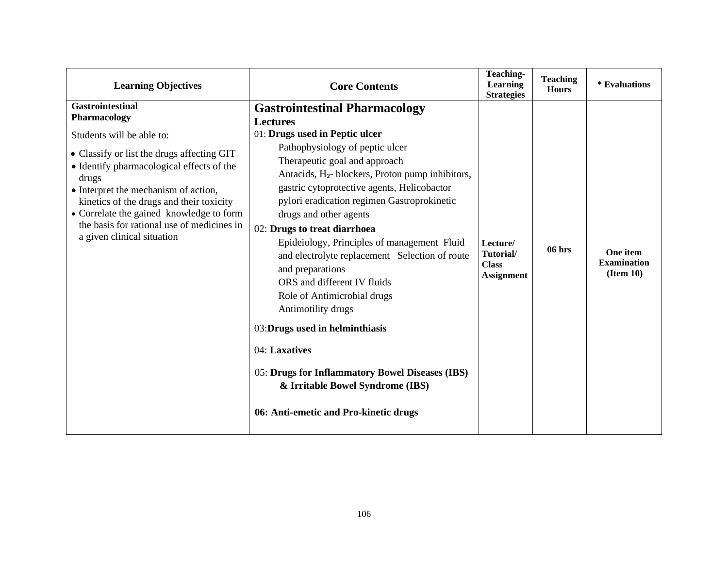| Learning Objectives | Core Contents | Teaching-Learning Strategies | Teaching Hours | * Evaluations |
|---|---|---|---|---|
| **Gastrointestinal Pharmacology**<br><br>Students will be able to:<br><br>• Classify or list the drugs affecting GIT<br>• Identify pharmacological effects of the drugs<br>• Interpret the mechanism of action, kinetics of the drugs and their toxicity<br>• Correlate the gained knowledge to form the basis for rational use of medicines in a given clinical situation | **Gastrointestinal Pharmacology**<br>**Lectures**<br>01: **Drugs used in Peptic ulcer**<br>Pathophysiology of peptic ulcer<br>Therapeutic goal and approach<br>Antacids, $H_2$- blockers, Proton pump inhibitors, gastric cytoprotective agents, Helicobactor pylori eradication regimen Gastroprokinetic drugs and other agents<br>02: **Drugs to treat diarrhoea**<br>Epideiology, Principles of management Fluid and electrolyte replacement Selection of route and preparations<br>ORS and different IV fluids<br>Role of Antimicrobial drugs<br>Antimotility drugs<br><br>03:**Drugs used in helminthiasis**<br><br>04: **Laxatives**<br><br>05: **Drugs for Inflammatory Bowel Diseases (IBS) & Irritable Bowel Syndrome (IBS)**<br><br>**06: Anti-emetic and Pro-kinetic drugs** | **Lecture/ Tutorial/ Class Assignment** | **06 hrs** | **One item Examination (Item 10)** |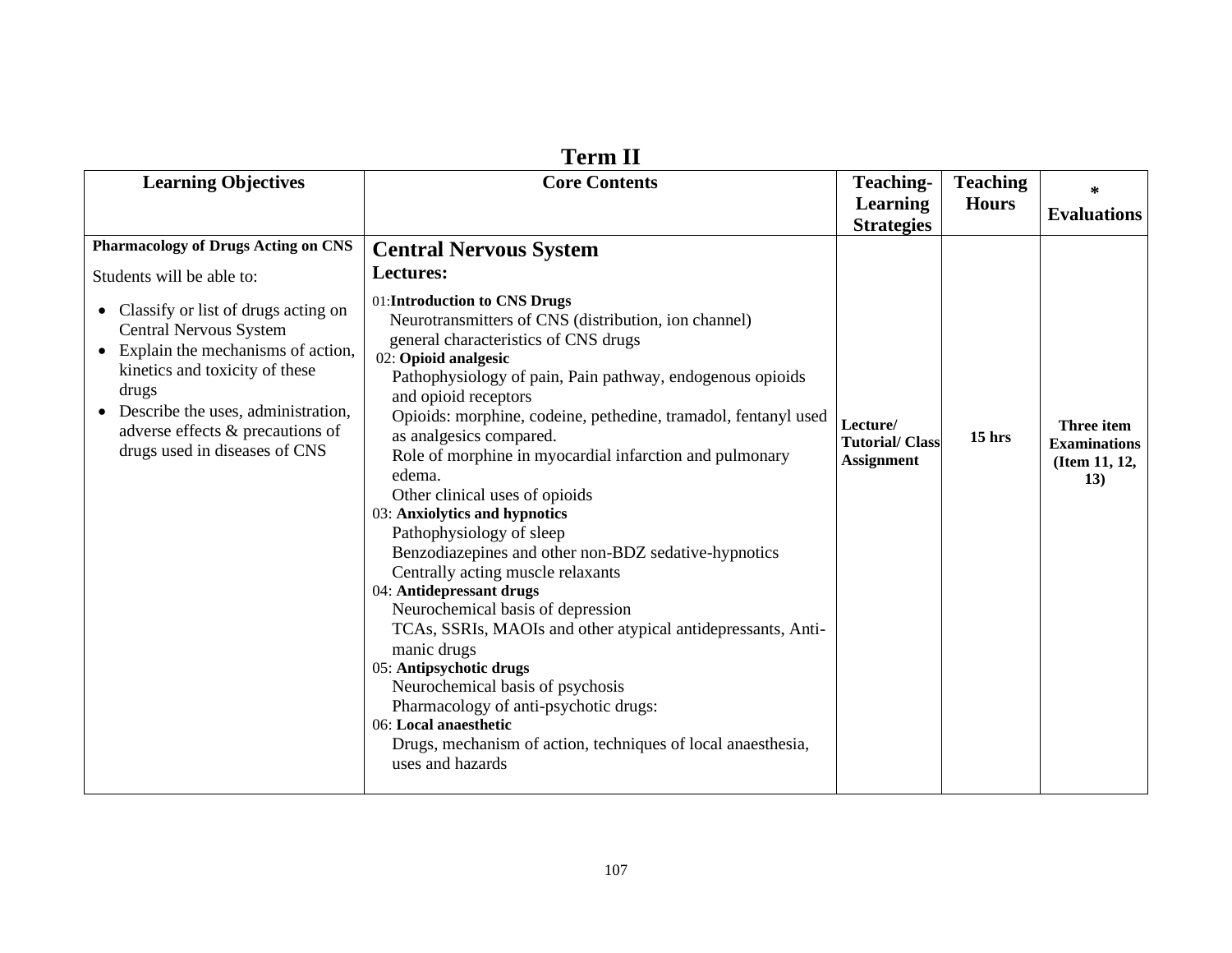## Term II

| Learning Objectives | Core Contents | Teaching-Learning Strategies | Teaching Hours | * Evaluations |
|---|---|---|---|---|
| **Pharmacology of Drugs Acting on CNS**<br><br>Students will be able to:<br><br>• Classify or list of drugs acting on Central Nervous System<br>• Explain the mechanisms of action, kinetics and toxicity of these drugs<br>• Describe the uses, administration, adverse effects & precautions of drugs used in diseases of CNS | **Central Nervous System**<br>**Lectures:**<br><br>01:**Introduction to CNS Drugs**<br>Neurotransmitters of CNS (distribution, ion channel)<br>general characteristics of CNS drugs<br>02: **Opioid analgesic**<br>Pathophysiology of pain, Pain pathway, endogenous opioids and opioid receptors<br>Opioids: morphine, codeine, pethedine, tramadol, fentanyl used as analgesics compared.<br>Role of morphine in myocardial infarction and pulmonary edema.<br>Other clinical uses of opioids<br>03: **Anxiolytics and hypnotics**<br>Pathophysiology of sleep<br>Benzodiazepines and other non-BDZ sedative-hypnotics<br>Centrally acting muscle relaxants<br>04: **Antidepressant drugs**<br>Neurochemical basis of depression<br>TCAs, SSRIs, MAOIs and other atypical antidepressants, Anti-manic drugs<br>05: **Antipsychotic drugs**<br>Neurochemical basis of psychosis<br>Pharmacology of anti-psychotic drugs:<br>06: **Local anaesthetic**<br>Drugs, mechanism of action, techniques of local anaesthesia, uses and hazards | **Lecture/ Tutorial/ Class Assignment** | **15 hrs** | **Three item Examinations (Item 11, 12, 13)** |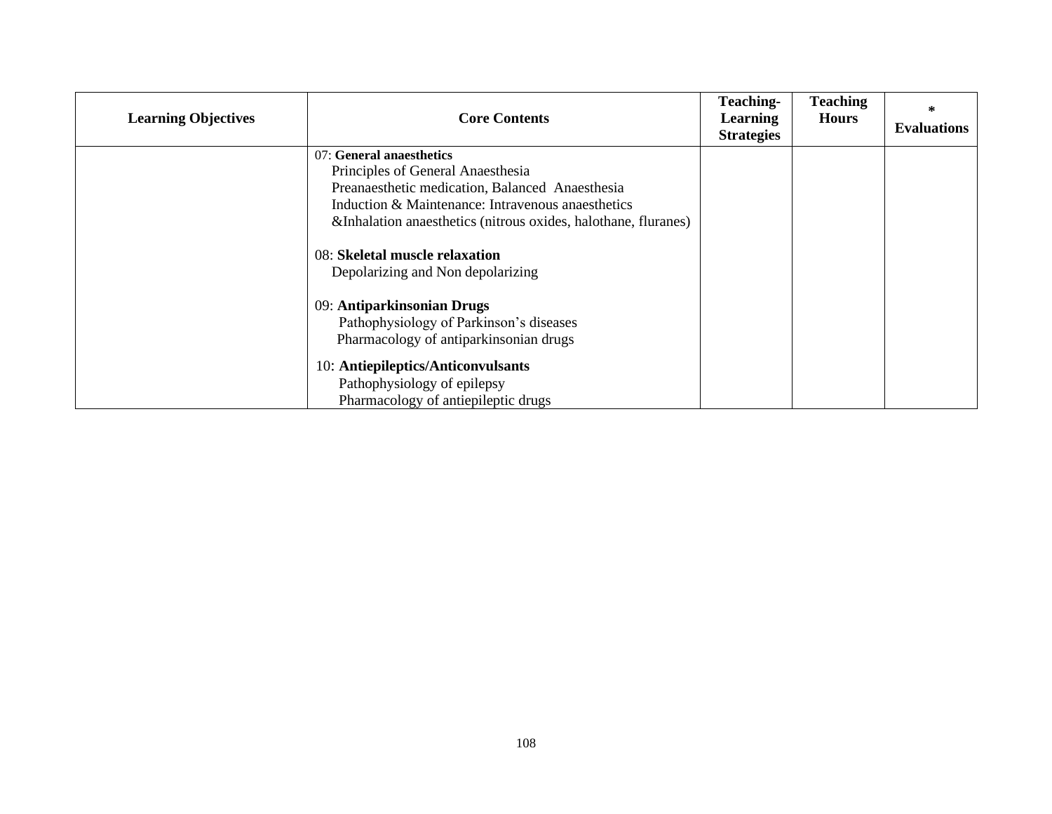| Learning Objectives | Core Contents | Teaching-Learning Strategies | Teaching Hours | * Evaluations |
|---|---|---|---|---|
| | 07: **General anaesthetics**<br>Principles of General Anaesthesia<br>Preanaesthetic medication, Balanced Anaesthesia<br>Induction & Maintenance: Intravenous anaesthetics &Inhalation anaesthetics (nitrous oxides, halothane, fluranes)<br><br>08: **Skeletal muscle relaxation**<br>Depolarizing and Non depolarizing<br><br>09: **Antiparkinsonian Drugs**<br>Pathophysiology of Parkinson's diseases<br>Pharmacology of antiparkinsonian drugs<br><br>10: **Antiepileptics/Anticonvulsants**<br>Pathophysiology of epilepsy<br>Pharmacology of antiepileptic drugs | | | |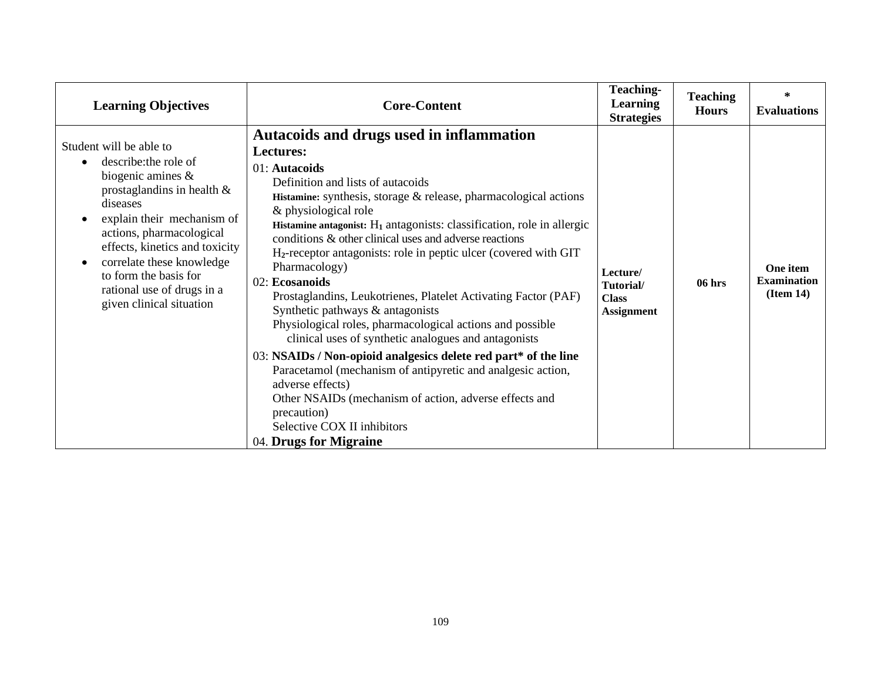| Learning Objectives | Core-Content | Teaching-Learning Strategies | Teaching Hours | * Evaluations |
|---|---|---|---|---|
| Student will be able to<br>• describe:the role of biogenic amines & prostaglandins in health & diseases<br>• explain their mechanism of actions, pharmacological effects, kinetics and toxicity<br>• correlate these knowledge to form the basis for rational use of drugs in a given clinical situation | **Autacoids and drugs used in inflammation**<br>**Lectures:**<br>01: **Autacoids**<br>Definition and lists of autacoids<br>**Histamine:** synthesis, storage & release, pharmacological actions & physiological role<br>**Histamine antagonist:** $H_1$ antagonists: classification, role in allergic conditions & other clinical uses and adverse reactions<br>$H_2$-receptor antagonists: role in peptic ulcer (covered with GIT Pharmacology)<br>02: **Ecosanoids**<br>Prostaglandins, Leukotrienes, Platelet Activating Factor (PAF)<br>Synthetic pathways & antagonists<br>Physiological roles, pharmacological actions and possible clinical uses of synthetic analogues and antagonists<br>03: **NSAIDs / Non-opioid analgesics delete red part* of the line**<br>Paracetamol (mechanism of antipyretic and analgesic action, adverse effects)<br>Other NSAIDs (mechanism of action, adverse effects and precaution)<br>Selective COX II inhibitors<br>04. **Drugs for Migraine** | **Lecture/ Tutorial/ Class Assignment** | **06 hrs** | **One item Examination (Item 14)** |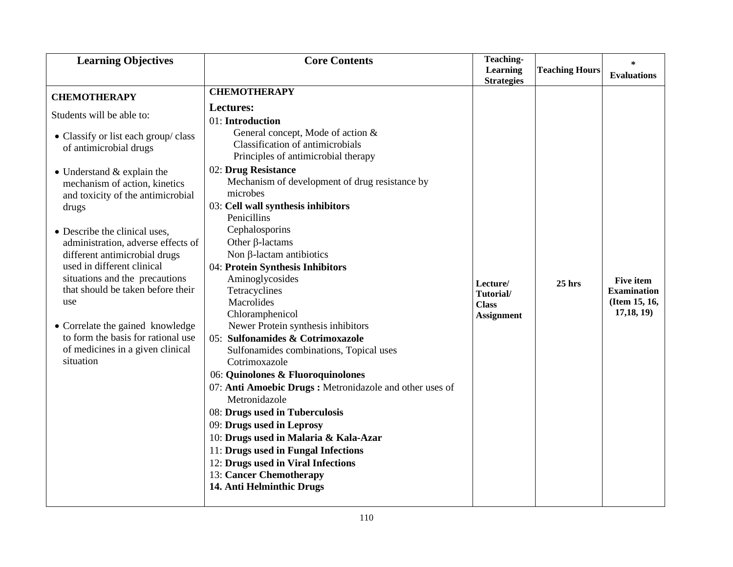| Learning Objectives | Core Contents | Teaching-Learning Strategies | Teaching Hours | * Evaluations |
|---|---|---|---|---|
| **CHEMOTHERAPY**<br><br>Students will be able to:<br><br>• Classify or list each group/ class of antimicrobial drugs<br><br>• Understand & explain the mechanism of action, kinetics and toxicity of the antimicrobial drugs<br><br>• Describe the clinical uses, administration, adverse effects of different antimicrobial drugs used in different clinical situations and the precautions that should be taken before their use<br><br>• Correlate the gained knowledge to form the basis for rational use of medicines in a given clinical situation | **CHEMOTHERAPY**<br><br>**Lectures:**<br>01: **Introduction**<br>General concept, Mode of action &<br>Classification of antimicrobials<br>Principles of antimicrobial therapy<br>02: **Drug Resistance**<br>Mechanism of development of drug resistance by microbes<br>03: **Cell wall synthesis inhibitors**<br>Penicillins<br>Cephalosporins<br>Other β-lactams<br>Non β-lactam antibiotics<br>04: **Protein Synthesis Inhibitors**<br>Aminoglycosides<br>Tetracyclines<br>Macrolides<br>Chloramphenicol<br>Newer Protein synthesis inhibitors<br>05: **Sulfonamides & Cotrimoxazole**<br>Sulfonamides combinations, Topical uses<br>Cotrimoxazole<br>06: **Quinolones & Fluoroquinolones**<br>07: **Anti Amoebic Drugs :** Metronidazole and other uses of Metronidazole<br>08: **Drugs used in Tuberculosis**<br>09: **Drugs used in Leprosy**<br>10: **Drugs used in Malaria & Kala-Azar**<br>11: **Drugs used in Fungal Infections**<br>12: **Drugs used in Viral Infections**<br>13: **Cancer Chemotherapy**<br>**14. Anti Helminthic Drugs** | **Lecture/ Tutorial/ Class Assignment** | **25 hrs** | **Five item Examination (Item 15, 16, 17,18, 19)** |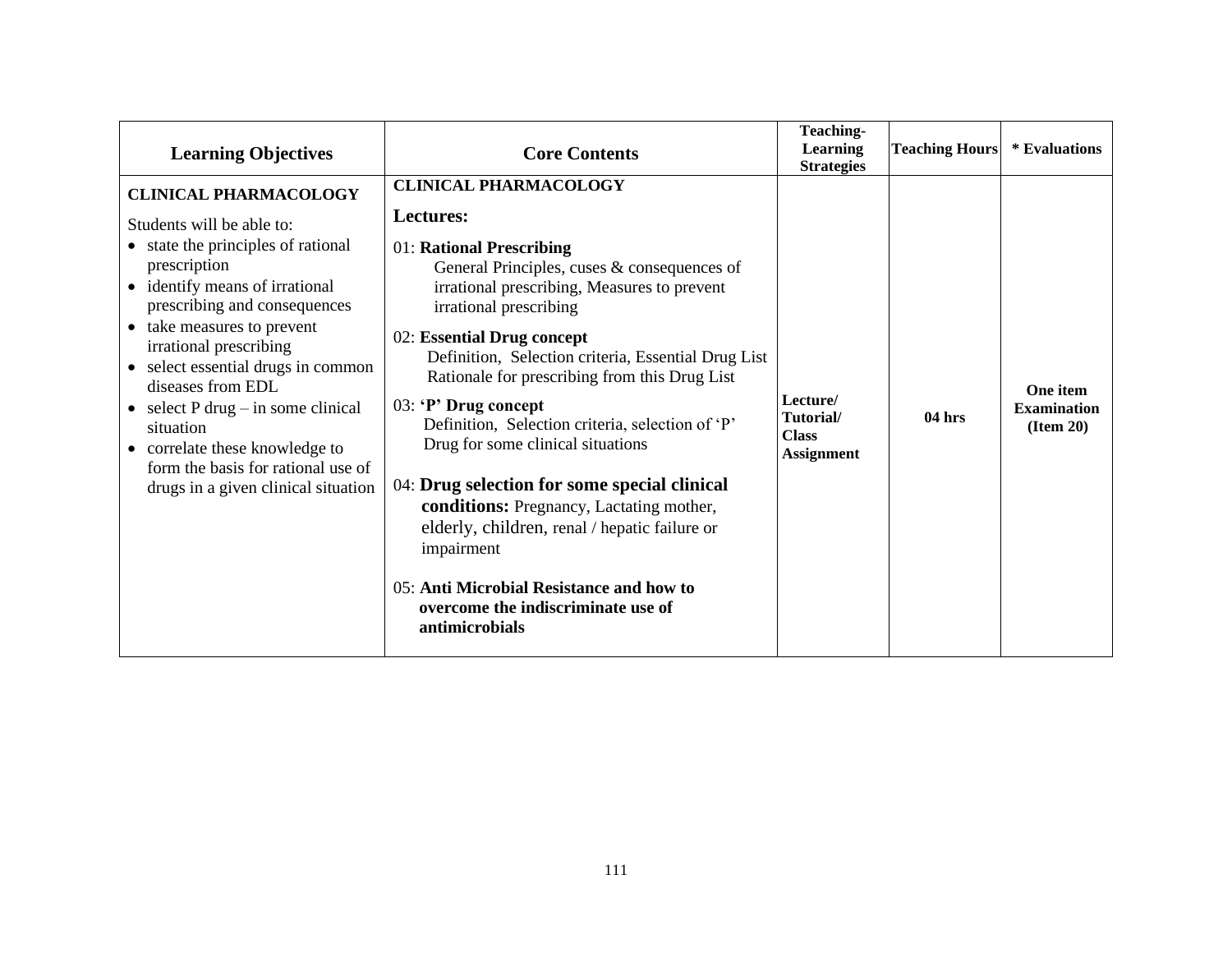| Learning Objectives | Core Contents | Teaching-Learning Strategies | Teaching Hours | * Evaluations |
|---|---|---|---|---|
| **CLINICAL PHARMACOLOGY**<br><br>Students will be able to:<br>• state the principles of rational prescription<br>• identify means of irrational prescribing and consequences<br>• take measures to prevent irrational prescribing<br>• select essential drugs in common diseases from EDL<br>• select P drug – in some clinical situation<br>• correlate these knowledge to form the basis for rational use of drugs in a given clinical situation | **CLINICAL PHARMACOLOGY**<br><br>**Lectures:**<br><br>01: **Rational Prescribing**<br>General Principles, cuses & consequences of irrational prescribing, Measures to prevent irrational prescribing<br><br>02: **Essential Drug concept**<br>Definition, Selection criteria, Essential Drug List Rationale for prescribing from this Drug List<br><br>03: **'P' Drug concept**<br>Definition, Selection criteria, selection of 'P' Drug for some clinical situations<br><br>04: **Drug selection for some special clinical conditions:** Pregnancy, Lactating mother, elderly, children, renal / hepatic failure or impairment<br><br>05: **Anti Microbial Resistance and how to overcome the indiscriminate use of antimicrobials** | **Lecture/ Tutorial/ Class Assignment** | **04 hrs** | **One item Examination (Item 20)** |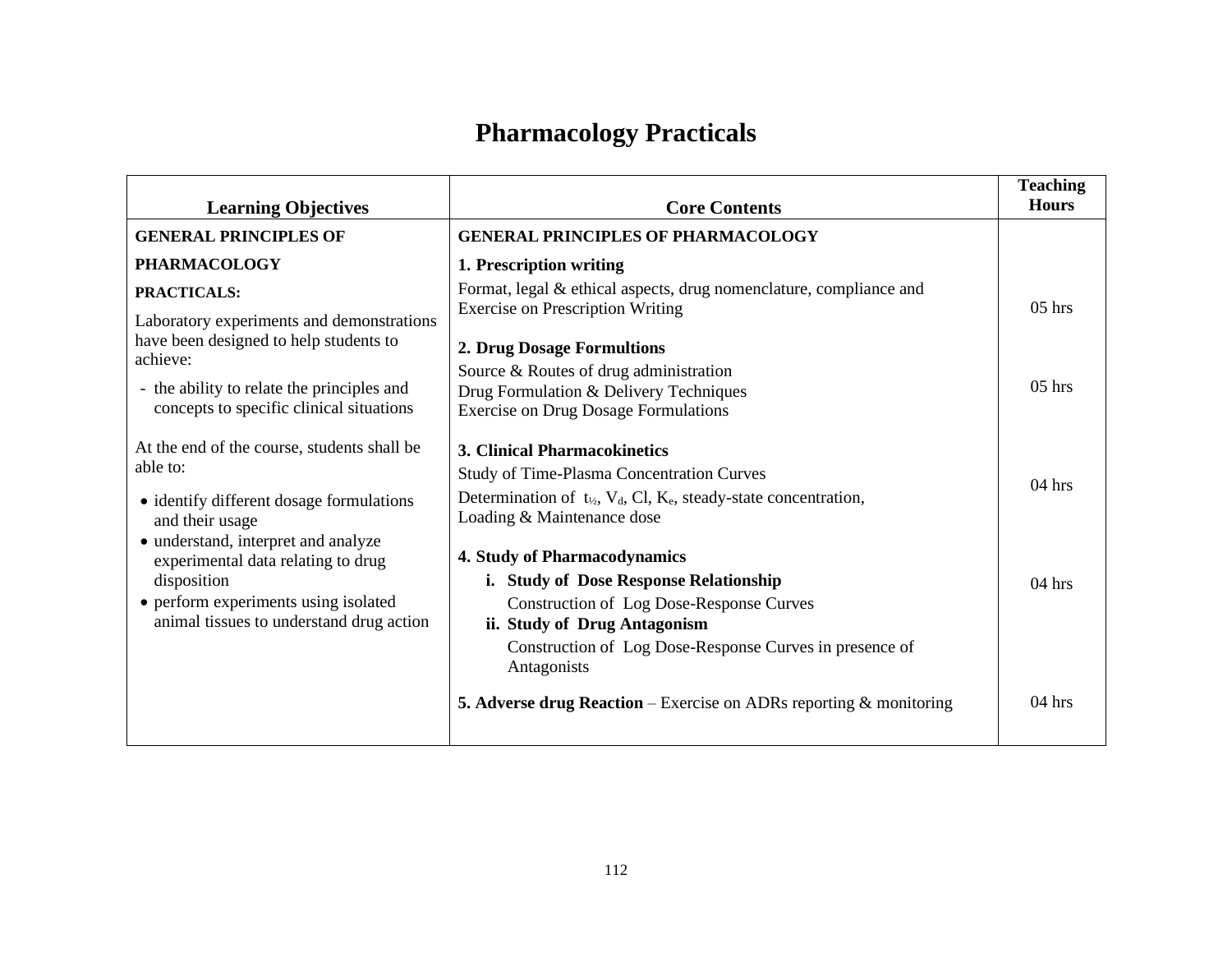# Pharmacology Practicals

| Learning Objectives | Core Contents | Teaching Hours |
|---|---|---|
| **GENERAL PRINCIPLES OF PHARMACOLOGY**<br>**PRACTICALS:**<br>Laboratory experiments and demonstrations have been designed to help students to achieve:<br>- the ability to relate the principles and concepts to specific clinical situations<br><br>At the end of the course, students shall be able to:<br>• identify different dosage formulations and their usage<br>• understand, interpret and analyze experimental data relating to drug disposition<br>• perform experiments using isolated animal tissues to understand drug action | **GENERAL PRINCIPLES OF PHARMACOLOGY**<br>**1. Prescription writing**<br>Format, legal & ethical aspects, drug nomenclature, compliance and Exercise on Prescription Writing | 05 hrs |
| | **2. Drug Dosage Formultions**<br>Source & Routes of drug administration<br>Drug Formulation & Delivery Techniques<br>Exercise on Drug Dosage Formulations | 05 hrs |
| | **3. Clinical Pharmacokinetics**<br>Study of Time-Plasma Concentration Curves<br>Determination of $t_{½}$, $V_d$, Cl, $K_e$, steady-state concentration, Loading & Maintenance dose | 04 hrs |
| | **4. Study of Pharmacodynamics**<br>**i. Study of Dose Response Relationship**<br>Construction of Log Dose-Response Curves<br>**ii. Study of Drug Antagonism**<br>Construction of Log Dose-Response Curves in presence of Antagonists | 04 hrs |
| | **5. Adverse drug Reaction** – Exercise on ADRs reporting & monitoring | 04 hrs |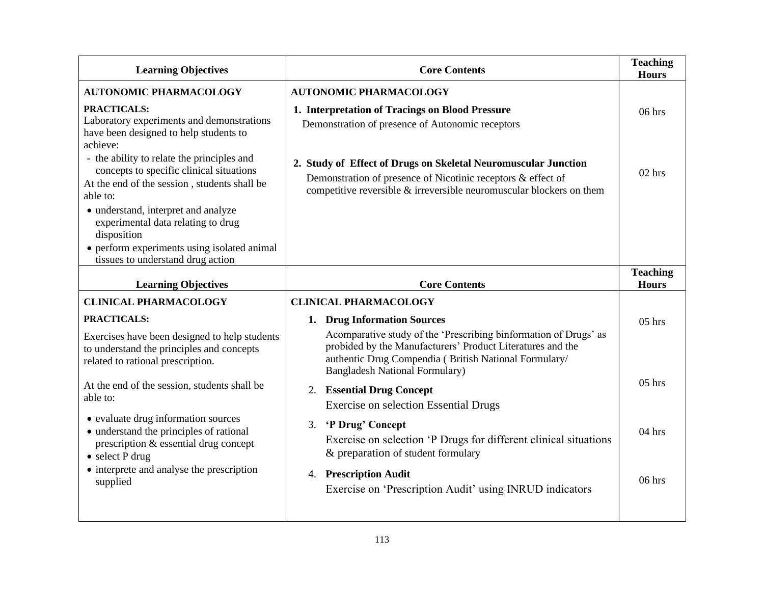| Learning Objectives | Core Contents | Teaching Hours |
|---|---|---|
| **AUTONOMIC PHARMACOLOGY**<br><br>**PRACTICALS:**<br>Laboratory experiments and demonstrations have been designed to help students to achieve:<br>- the ability to relate the principles and concepts to specific clinical situations<br><br>At the end of the session , students shall be able to:<br>• understand, interpret and analyze experimental data relating to drug disposition<br>• perform experiments using isolated animal tissues to understand drug action | **AUTONOMIC PHARMACOLOGY**<br><br>**1. Interpretation of Tracings on Blood Pressure**<br>Demonstration of presence of Autonomic receptors<br><br>**2. Study of Effect of Drugs on Skeletal Neuromuscular Junction**<br>Demonstration of presence of Nicotinic receptors & effect of competitive reversible & irreversible neuromuscular blockers on them | 06 hrs<br><br><br><br>02 hrs |

| Learning Objectives | Core Contents | Teaching Hours |
|---|---|---|
| **CLINICAL PHARMACOLOGY**<br><br>**PRACTICALS:**<br><br>Exercises have been designed to help students to understand the principles and concepts related to rational prescription.<br><br>At the end of the session, students shall be able to:<br>• evaluate drug information sources<br>• understand the principles of rational prescription & essential drug concept<br>• select P drug<br>• interprete and analyse the prescription supplied | **CLINICAL PHARMACOLOGY**<br><br>**1. Drug Information Sources**<br>Acomparative study of the 'Prescribing binformation of Drugs' as probided by the Manufacturers' Product Literatures and the authentic Drug Compendia ( British National Formulary/ Bangladesh National Formulary)<br><br>2. **Essential Drug Concept**<br>Exercise on selection Essential Drugs<br><br>3. **'P Drug' Concept**<br>Exercise on selection 'P Drugs for different clinical situations & preparation of student formulary<br><br>4. **Prescription Audit**<br>Exercise on 'Prescription Audit' using INRUD indicators | 05 hrs<br><br><br><br>05 hrs<br><br><br>04 hrs<br><br><br>06 hrs |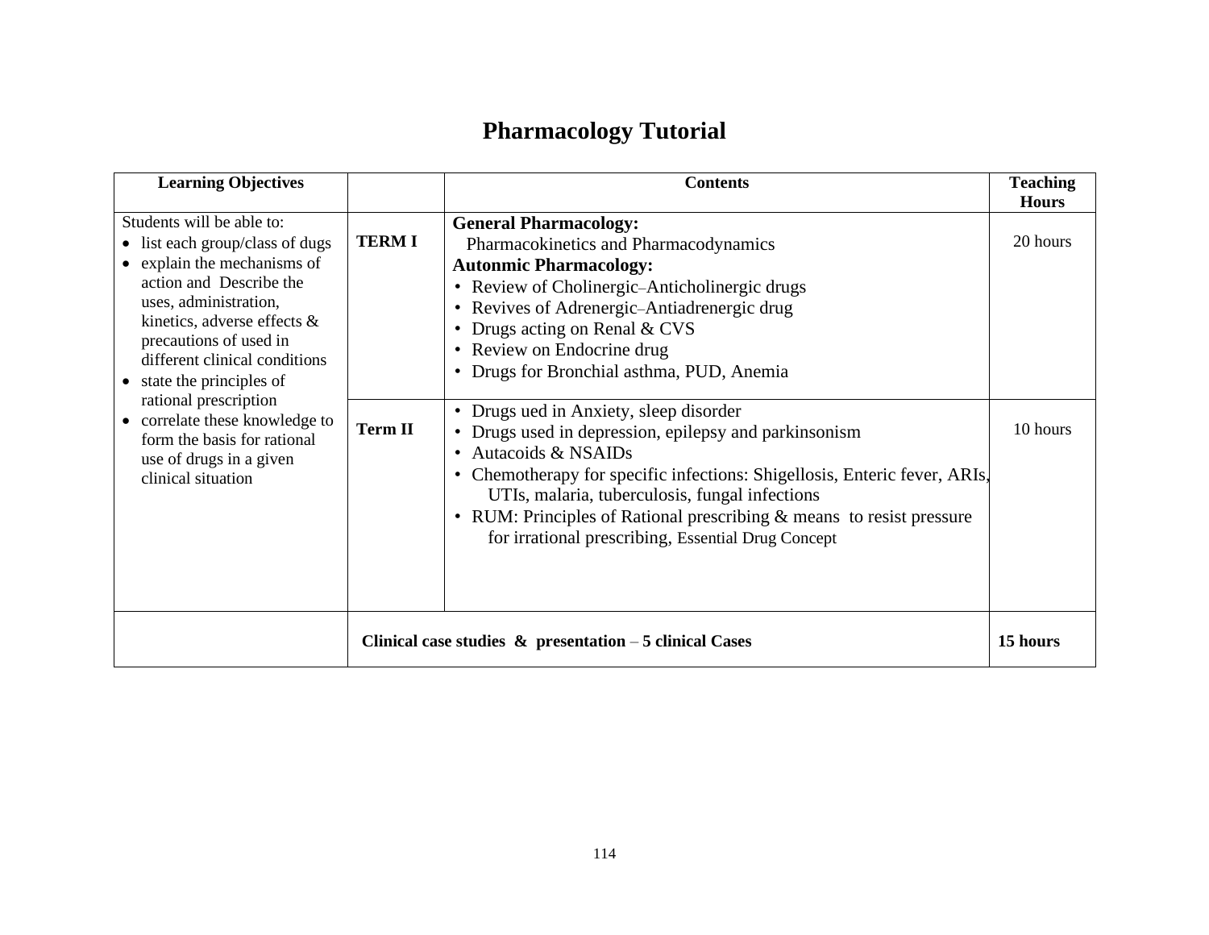# Pharmacology Tutorial

| Learning Objectives | | Contents | Teaching Hours |
|---|---|---|---|
| Students will be able to:<br>• list each group/class of dugs<br>• explain the mechanisms of action and Describe the uses, administration, kinetics, adverse effects & precautions of used in different clinical conditions<br>• state the principles of rational prescription<br>• correlate these knowledge to form the basis for rational use of drugs in a given clinical situation | **TERM I** | **General Pharmacology:**<br>Pharmacokinetics and Pharmacodynamics<br>**Autonmic Pharmacology:**<br>• Review of Cholinergic–Anticholinergic drugs<br>• Revives of Adrenergic–Antiadrenergic drug<br>• Drugs acting on Renal & CVS<br>• Review on Endocrine drug<br>• Drugs for Bronchial asthma, PUD, Anemia | 20 hours |
| | **Term II** | • Drugs ued in Anxiety, sleep disorder<br>• Drugs used in depression, epilepsy and parkinsonism<br>• Autacoids & NSAIDs<br>• Chemotherapy for specific infections: Shigellosis, Enteric fever, ARIs, UTIs, malaria, tuberculosis, fungal infections<br>• RUM: Principles of Rational prescribing & means to resist pressure for irrational prescribing, Essential Drug Concept | 10 hours |
| | **Clinical case studies & presentation – 5 clinical Cases** | | **15 hours** |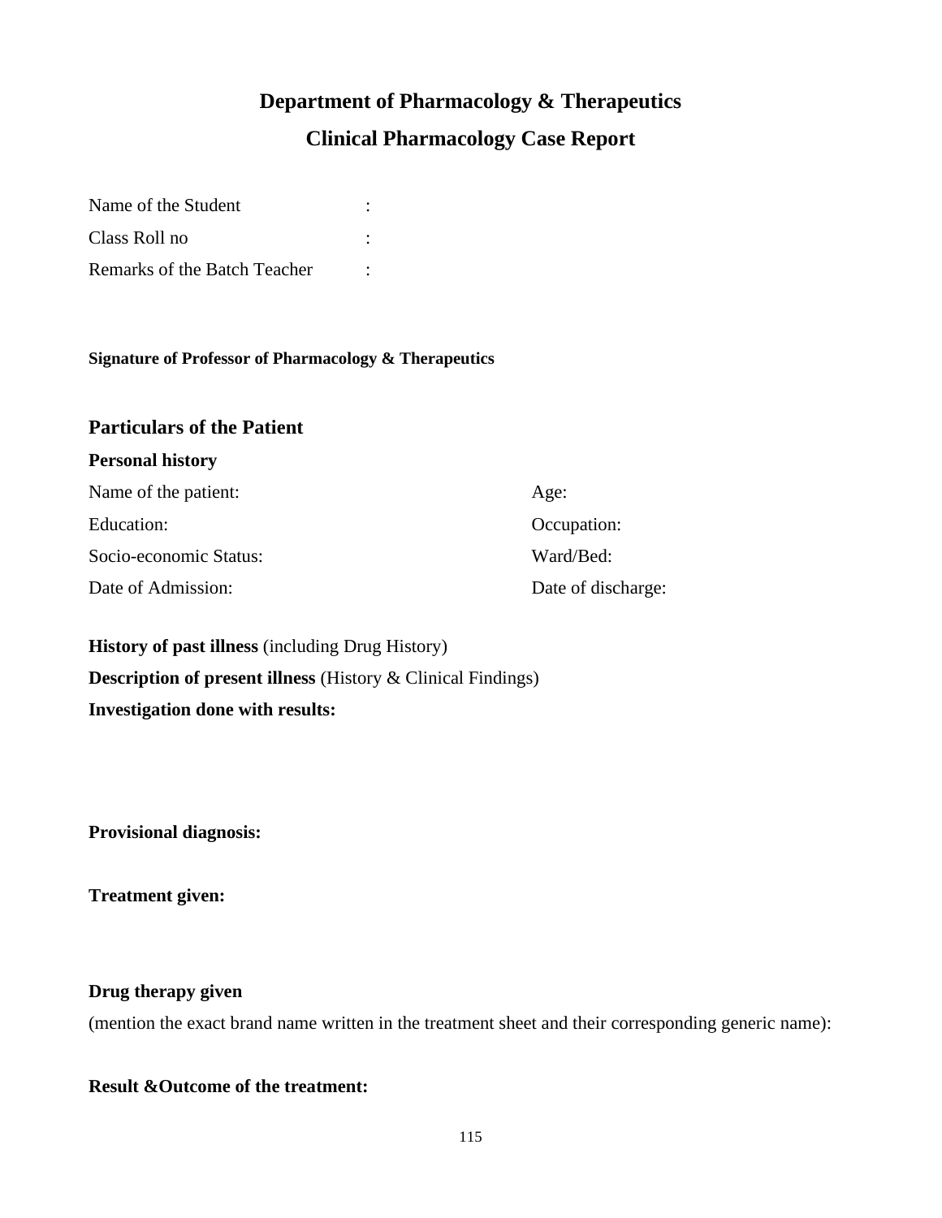# Department of Pharmacology & Therapeutics

## Clinical Pharmacology Case Report

Name of the Student :

Class Roll no :

Remarks of the Batch Teacher :

**Signature of Professor of Pharmacology & Therapeutics**

### Particulars of the Patient

**Personal history**

Name of the patient: Age:

Education: Occupation:

Socio-economic Status: Ward/Bed:

Date of Admission: Date of discharge:

**History of past illness** (including Drug History)

**Description of present illness** (History & Clinical Findings)

**Investigation done with results:**

**Provisional diagnosis:**

**Treatment given:**

**Drug therapy given**

(mention the exact brand name written in the treatment sheet and their corresponding generic name):

**Result &Outcome of the treatment:**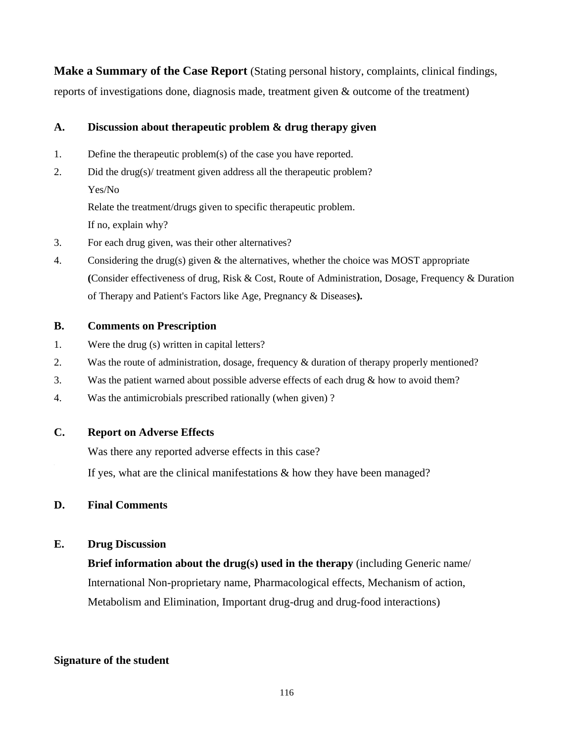**Make a Summary of the Case Report** (Stating personal history, complaints, clinical findings, reports of investigations done, diagnosis made, treatment given & outcome of the treatment)

## A. Discussion about therapeutic problem & drug therapy given

1. Define the therapeutic problem(s) of the case you have reported.
2. Did the drug(s)/ treatment given address all the therapeutic problem?

   Yes/No

   Relate the treatment/drugs given to specific therapeutic problem.

   If no, explain why?
3. For each drug given, was their other alternatives?
4. Considering the drug(s) given & the alternatives, whether the choice was MOST appropriate **(**Consider effectiveness of drug, Risk & Cost, Route of Administration, Dosage, Frequency & Duration of Therapy and Patient's Factors like Age, Pregnancy & Diseases**).**

## B. Comments on Prescription

1. Were the drug (s) written in capital letters?
2. Was the route of administration, dosage, frequency & duration of therapy properly mentioned?
3. Was the patient warned about possible adverse effects of each drug & how to avoid them?
4. Was the antimicrobials prescribed rationally (when given) ?

## C. Report on Adverse Effects

Was there any reported adverse effects in this case?

If yes, what are the clinical manifestations & how they have been managed?

## D. Final Comments

## E. Drug Discussion

**Brief information about the drug(s) used in the therapy** (including Generic name/ International Non-proprietary name, Pharmacological effects, Mechanism of action, Metabolism and Elimination, Important drug-drug and drug-food interactions)

**Signature of the student**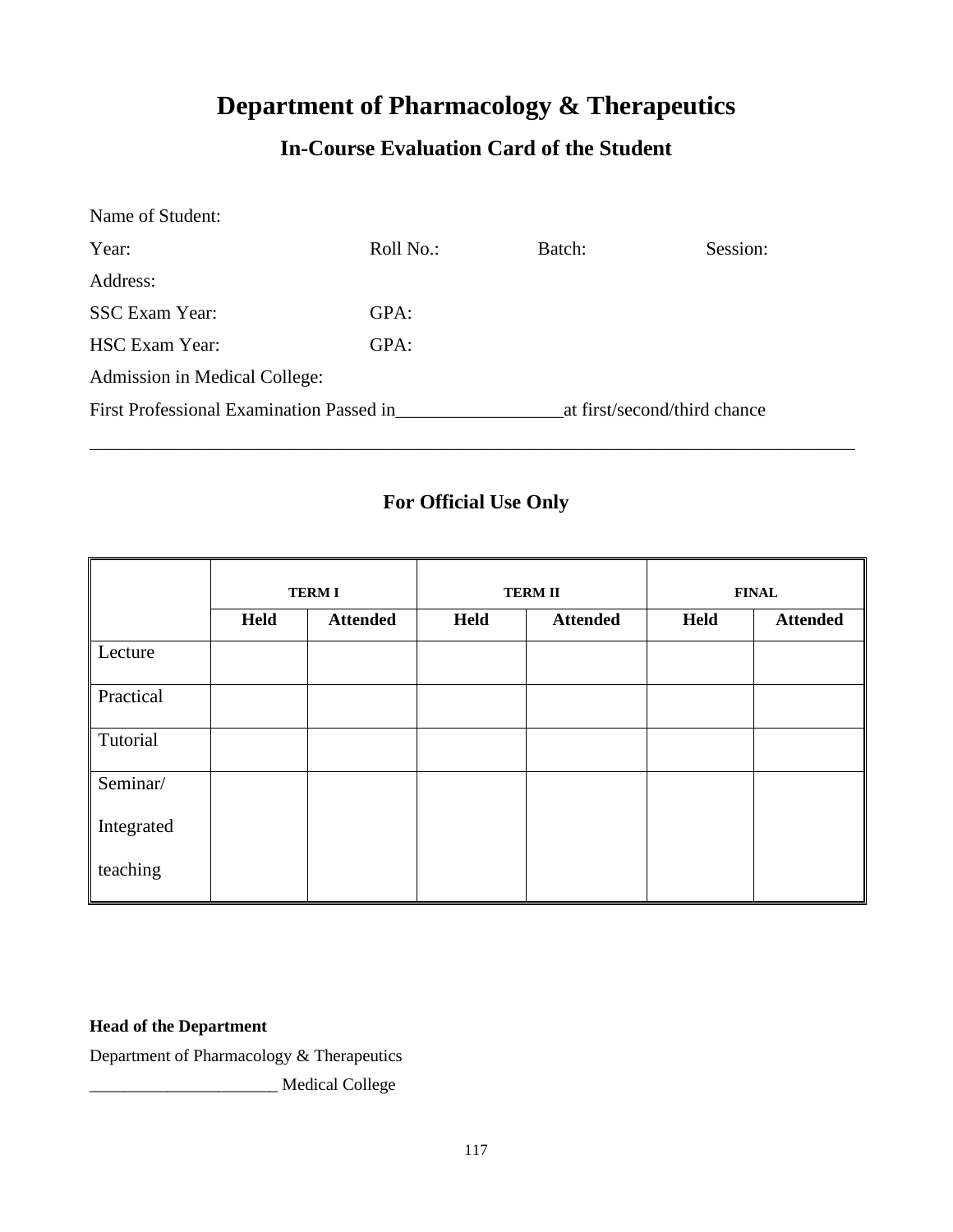# Department of Pharmacology & Therapeutics

## In-Course Evaluation Card of the Student

Name of Student:

Year: Roll No.: Batch: Session:

Address:

SSC Exam Year: GPA:

HSC Exam Year: GPA:

Admission in Medical College:

First Professional Examination Passed in__________________at first/second/third chance

---

### For Official Use Only

| | TERM I | | TERM II | | FINAL | |
|---|---|---|---|---|---|---|
| | **Held** | **Attended** | **Held** | **Attended** | **Held** | **Attended** |
| Lecture | | | | | | |
| Practical | | | | | | |
| Tutorial | | | | | | |
| Seminar/ Integrated teaching | | | | | | |

**Head of the Department**

Department of Pharmacology & Therapeutics

______________________ Medical College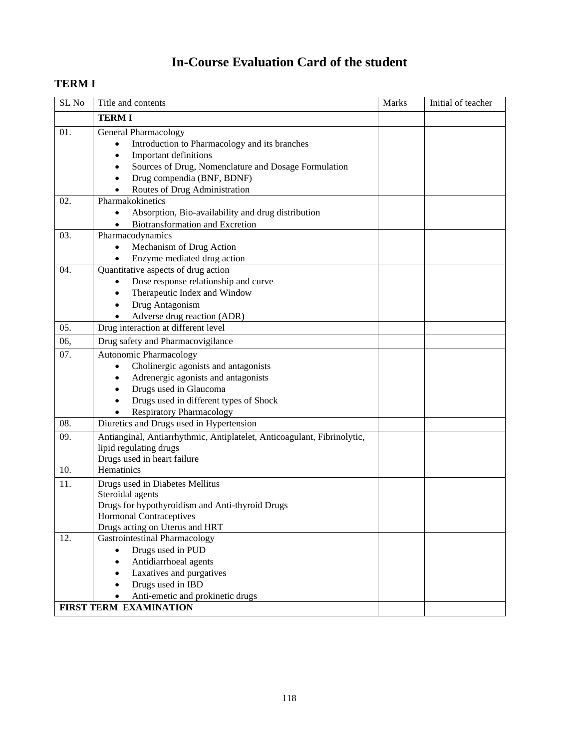# In-Course Evaluation Card of the student

## TERM I

| SL No | Title and contents | Marks | Initial of teacher |
|---|---|---|---|
| | **TERM I** | | |
| 01. | General Pharmacology<br>• Introduction to Pharmacology and its branches<br>• Important definitions<br>• Sources of Drug, Nomenclature and Dosage Formulation<br>• Drug compendia (BNF, BDNF)<br>• Routes of Drug Administration | | |
| 02. | Pharmakokinetics<br>• Absorption, Bio-availability and drug distribution<br>• Biotransformation and Excretion | | |
| 03. | Pharmacodynamics<br>• Mechanism of Drug Action<br>• Enzyme mediated drug action | | |
| 04. | Quantitative aspects of drug action<br>• Dose response relationship and curve<br>• Therapeutic Index and Window<br>• Drug Antagonism<br>• Adverse drug reaction (ADR) | | |
| 05. | Drug interaction at different level | | |
| 06, | Drug safety and Pharmacovigilance | | |
| 07. | Autonomic Pharmacology<br>• Cholinergic agonists and antagonists<br>• Adrenergic agonists and antagonists<br>• Drugs used in Glaucoma<br>• Drugs used in different types of Shock<br>• Respiratory Pharmacology | | |
| 08. | Diuretics and Drugs used in Hypertension | | |
| 09. | Antianginal, Antiarrhythmic, Antiplatelet, Anticoagulant, Fibrinolytic, lipid regulating drugs<br>Drugs used in heart failure | | |
| 10. | Hematinics | | |
| 11. | Drugs used in Diabetes Mellitus<br>Steroidal agents<br>Drugs for hypothyroidism and Anti-thyroid Drugs<br>Hormonal Contraceptives<br>Drugs acting on Uterus and HRT | | |
| 12. | Gastrointestinal Pharmacology<br>• Drugs used in PUD<br>• Antidiarrhoeal agents<br>• Laxatives and purgatives<br>• Drugs used in IBD<br>• Anti-emetic and prokinetic drugs | | |
| **FIRST TERM EXAMINATION** | | | |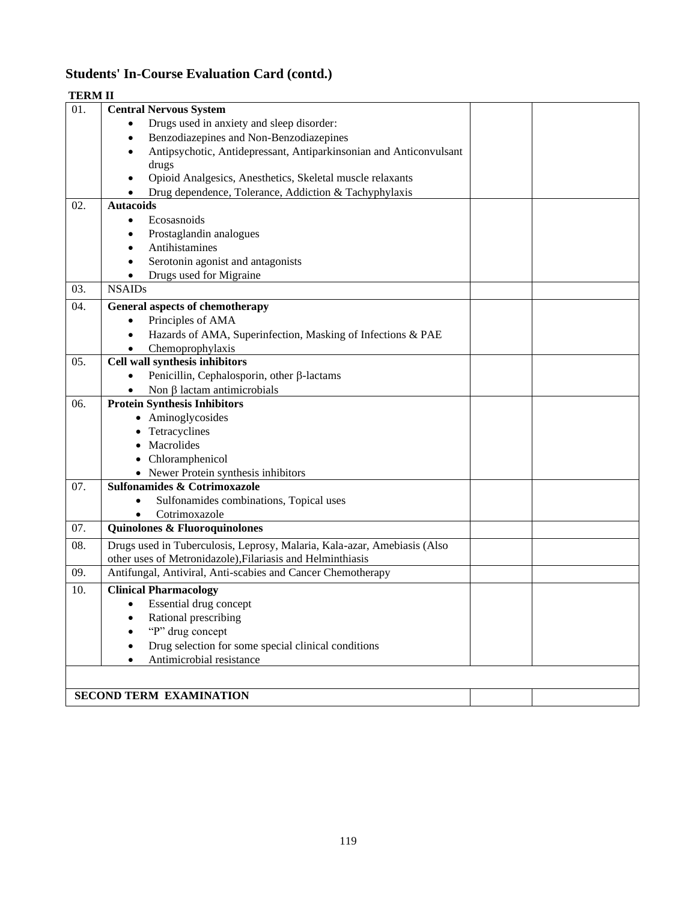## Students' In-Course Evaluation Card (contd.)

**TERM II**

| | | | |
|---|---|---|---|
| 01. | **Central Nervous System**<br>• Drugs used in anxiety and sleep disorder:<br>• Benzodiazepines and Non-Benzodiazepines<br>• Antipsychotic, Antidepressant, Antiparkinsonian and Anticonvulsant drugs<br>• Opioid Analgesics, Anesthetics, Skeletal muscle relaxants<br>• Drug dependence, Tolerance, Addiction & Tachyphylaxis | | |
| 02. | **Autacoids**<br>• Ecosasnoids<br>• Prostaglandin analogues<br>• Antihistamines<br>• Serotonin agonist and antagonists<br>• Drugs used for Migraine | | |
| 03. | NSAIDs | | |
| 04. | **General aspects of chemotherapy**<br>• Principles of AMA<br>• Hazards of AMA, Superinfection, Masking of Infections & PAE<br>• Chemoprophylaxis | | |
| 05. | **Cell wall synthesis inhibitors**<br>• Penicillin, Cephalosporin, other β-lactams<br>• Non β lactam antimicrobials | | |
| 06. | **Protein Synthesis Inhibitors**<br>• Aminoglycosides<br>• Tetracyclines<br>• Macrolides<br>• Chloramphenicol<br>• Newer Protein synthesis inhibitors | | |
| 07. | **Sulfonamides & Cotrimoxazole**<br>• Sulfonamides combinations, Topical uses<br>• Cotrimoxazole | | |
| 07. | **Quinolones & Fluoroquinolones** | | |
| 08. | Drugs used in Tuberculosis, Leprosy, Malaria, Kala-azar, Amebiasis (Also other uses of Metronidazole),Filariasis and Helminthiasis | | |
| 09. | Antifungal, Antiviral, Anti-scabies and Cancer Chemotherapy | | |
| 10. | **Clinical Pharmacology**<br>• Essential drug concept<br>• Rational prescribing<br>• "P" drug concept<br>• Drug selection for some special clinical conditions<br>• Antimicrobial resistance | | |
| | | | |
| **SECOND TERM EXAMINATION** | | | |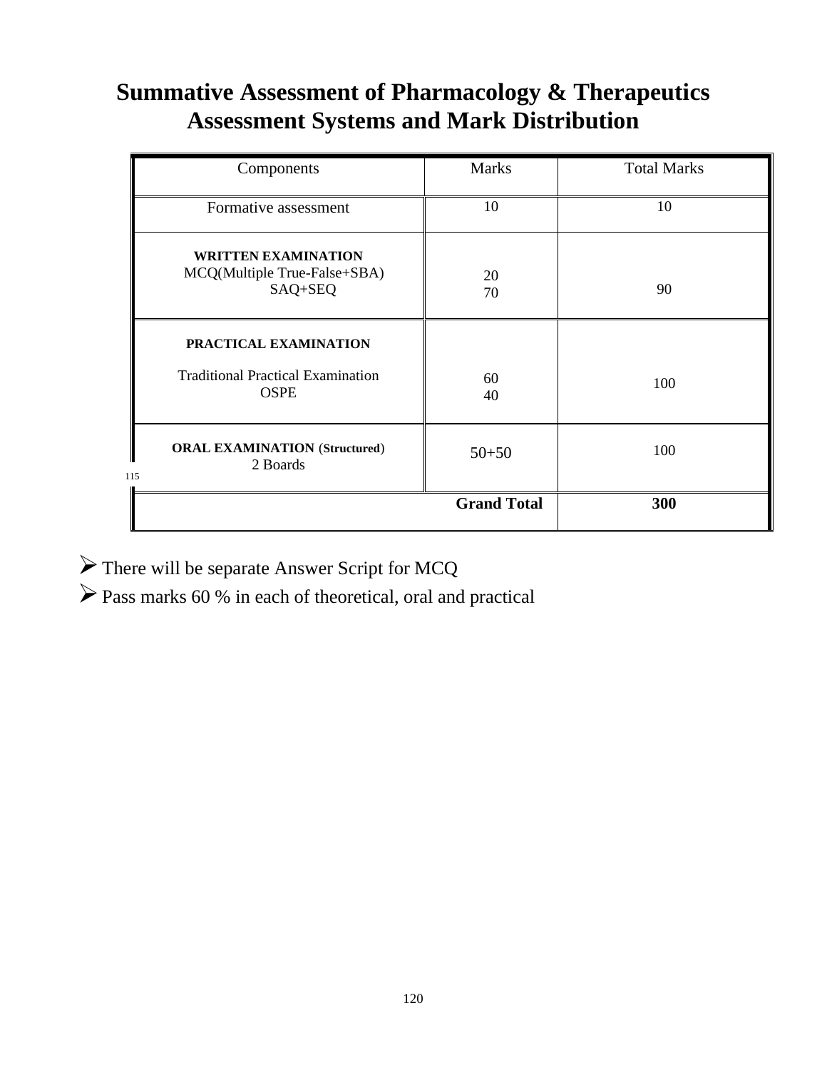# Summative Assessment of Pharmacology & Therapeutics Assessment Systems and Mark Distribution

| Components | Marks | Total Marks |
|---|---|---|
| Formative assessment | 10 | 10 |
| **WRITTEN EXAMINATION**<br>MCQ(Multiple True-False+SBA)<br>SAQ+SEQ | 20<br>70 | 90 |
| **PRACTICAL EXAMINATION**<br>Traditional Practical Examination<br>OSPE | 60<br>40 | 100 |
| **ORAL EXAMINATION** (**Structured**)<br>2 Boards | 50+50 | 100 |
| | **Grand Total** | **300** |

- There will be separate Answer Script for MCQ
- Pass marks 60 % in each of theoretical, oral and practical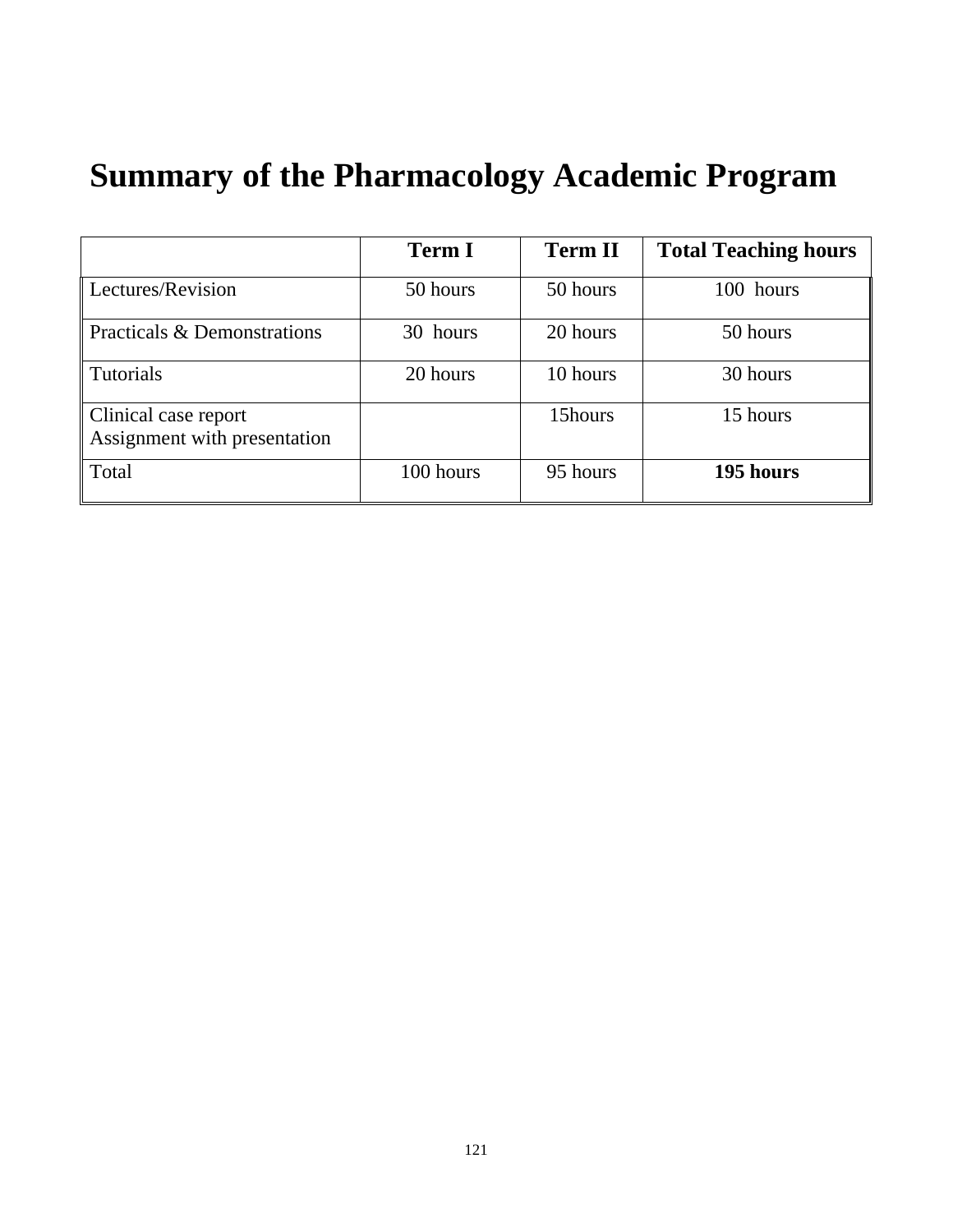# Summary of the Pharmacology Academic Program

| | Term I | Term II | Total Teaching hours |
|---|---|---|---|
| Lectures/Revision | 50 hours | 50 hours | 100 hours |
| Practicals & Demonstrations | 30 hours | 20 hours | 50 hours |
| Tutorials | 20 hours | 10 hours | 30 hours |
| Clinical case report<br>Assignment with presentation | | 15hours | 15 hours |
| Total | 100 hours | 95 hours | **195 hours** |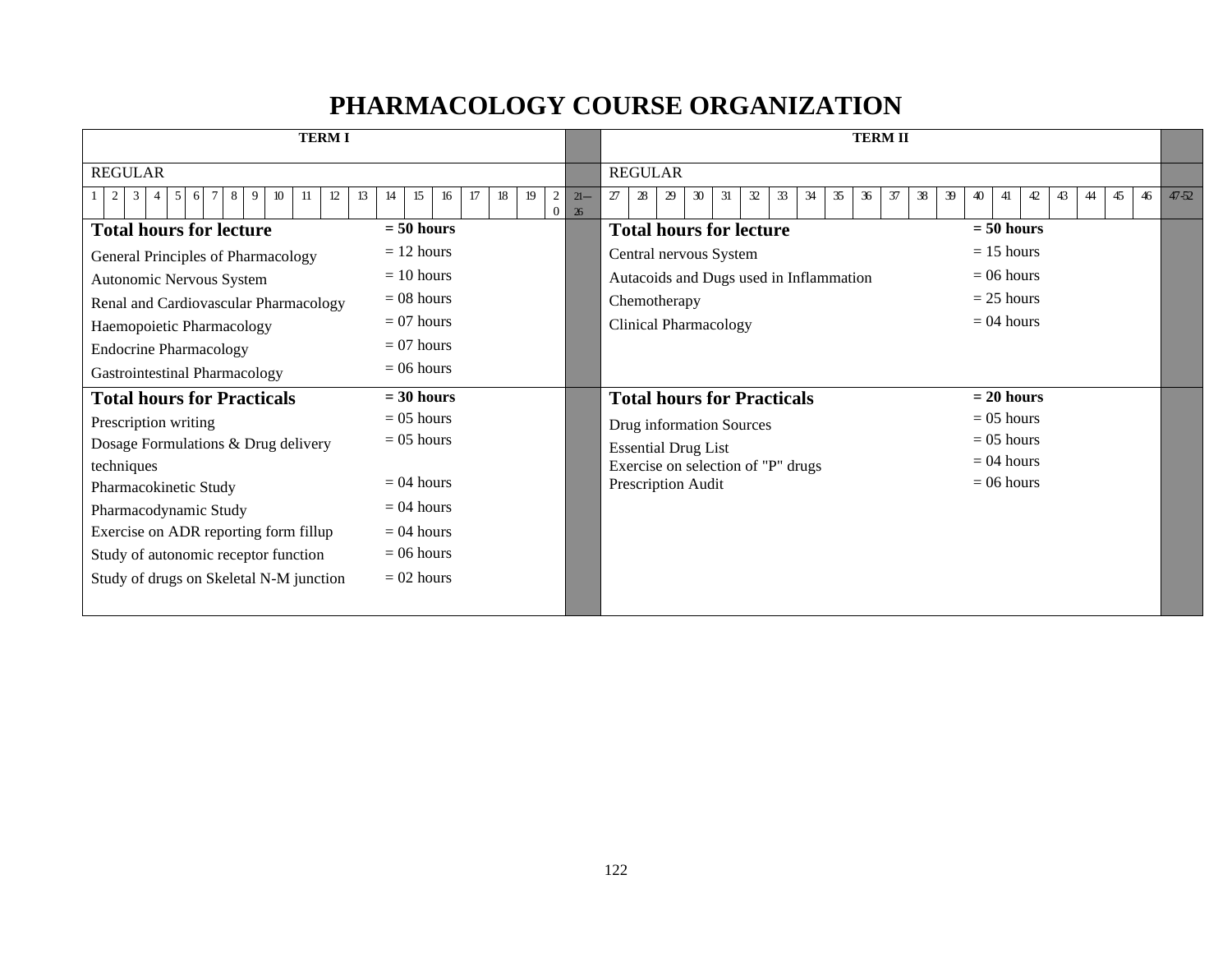# PHARMACOLOGY COURSE ORGANIZATION

| TERM I | | | TERM II | | |
|---|---|---|---|---|---|
| REGULAR | | | REGULAR | | |
| Weeks 1–20 | | 21—26 | Weeks 27–46 | | 47-52 |
| **Total hours for lecture** | **= 50 hours** | | **Total hours for lecture** | **= 50 hours** | |
| General Principles of Pharmacology | = 12 hours | | Central nervous System | = 15 hours | |
| Autonomic Nervous System | = 10 hours | | Autacoids and Dugs used in Inflammation | = 06 hours | |
| Renal and Cardiovascular Pharmacology | = 08 hours | | Chemotherapy | = 25 hours | |
| Haemopoietic Pharmacology | = 07 hours | | Clinical Pharmacology | = 04 hours | |
| Endocrine Pharmacology | = 07 hours | | | | |
| Gastrointestinal Pharmacology | = 06 hours | | | | |
| **Total hours for Practicals** | **= 30 hours** | | **Total hours for Practicals** | **= 20 hours** | |
| Prescription writing | = 05 hours | | Drug information Sources | = 05 hours | |
| Dosage Formulations & Drug delivery techniques | = 05 hours | | Essential Drug List | = 05 hours | |
| Pharmacokinetic Study | = 04 hours | | Exercise on selection of "P" drugs | = 04 hours | |
| Pharmacodynamic Study | = 04 hours | | Prescription Audit | = 06 hours | |
| Exercise on ADR reporting form fillup | = 04 hours | | | | |
| Study of autonomic receptor function | = 06 hours | | | | |
| Study of drugs on Skeletal N-M junction | = 02 hours | | | | |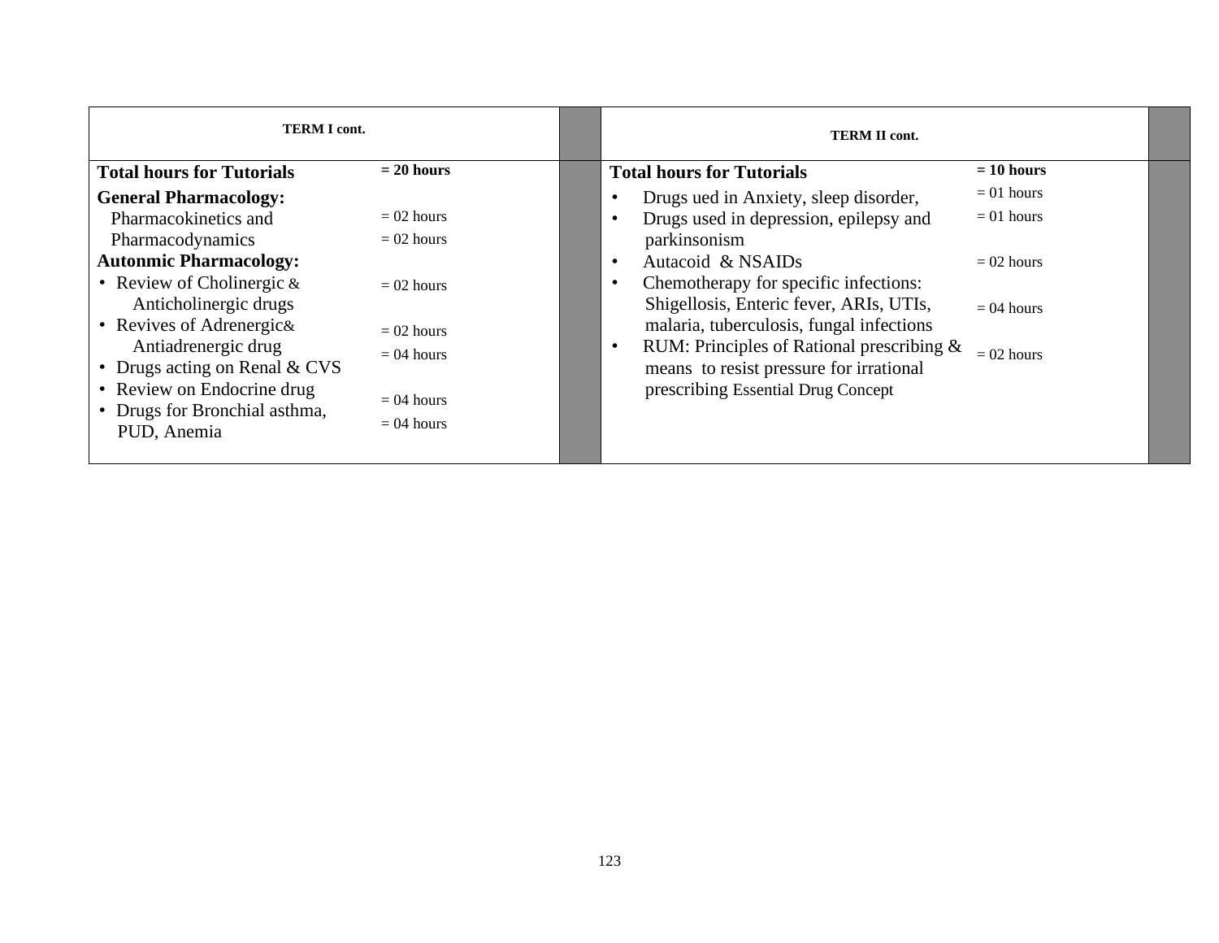| TERM I cont. | | | TERM II cont. | | |
|---|---|---|---|---|---|
| **Total hours for Tutorials** | **= 20 hours** | | **Total hours for Tutorials** | **= 10 hours** | |
| **General Pharmacology:** | | | • Drugs ued in Anxiety, sleep disorder, | = 01 hours | |
| Pharmacokinetics and | = 02 hours | | • Drugs used in depression, epilepsy and parkinsonism | = 01 hours | |
| Pharmacodynamics | = 02 hours | | • Autacoid & NSAIDs | = 02 hours | |
| **Autonmic Pharmacology:** | | | • Chemotherapy for specific infections: Shigellosis, Enteric fever, ARIs, UTIs, malaria, tuberculosis, fungal infections | = 04 hours | |
| • Review of Cholinergic & Anticholinergic drugs | = 02 hours | | • RUM: Principles of Rational prescribing & means to resist pressure for irrational prescribing Essential Drug Concept | = 02 hours | |
| • Revives of Adrenergic& Antiadrenergic drug | = 02 hours | | | | |
| • Drugs acting on Renal & CVS | = 04 hours | | | | |
| • Review on Endocrine drug | = 04 hours | | | | |
| • Drugs for Bronchial asthma, PUD, Anemia | = 04 hours | | | | |